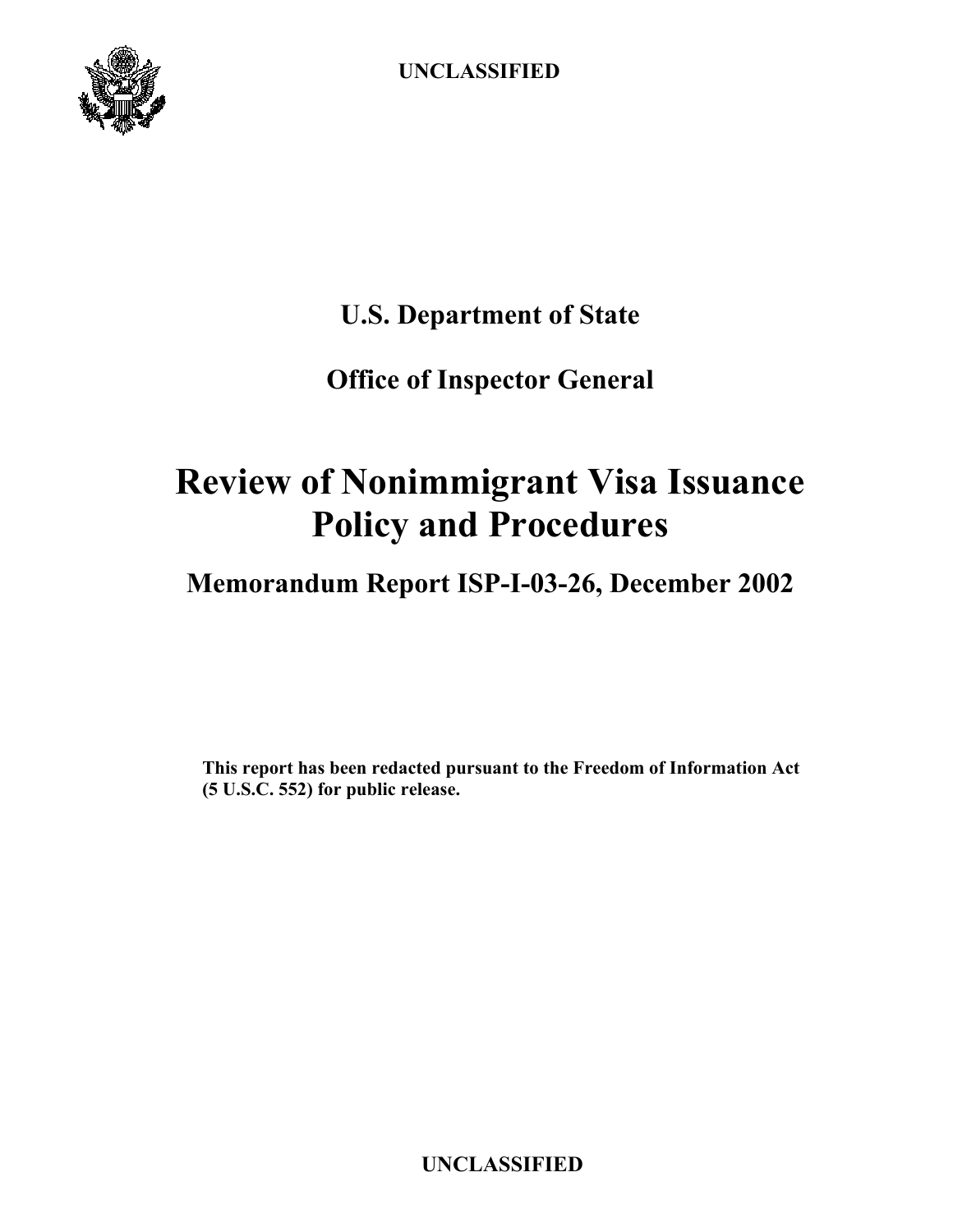UNCLASSIFIED

**U.S. Department of State**

**Office of Inspector General**

# Review of Nonimmigrant Visa Issuance Policy and Procedures

## Memorandum Report ISP-I-03-26, December 2002

**This report has been redacted pursuant to the Freedom of Information Act (5 U.S.C. 552) for public release.**

UNCLASSIFIED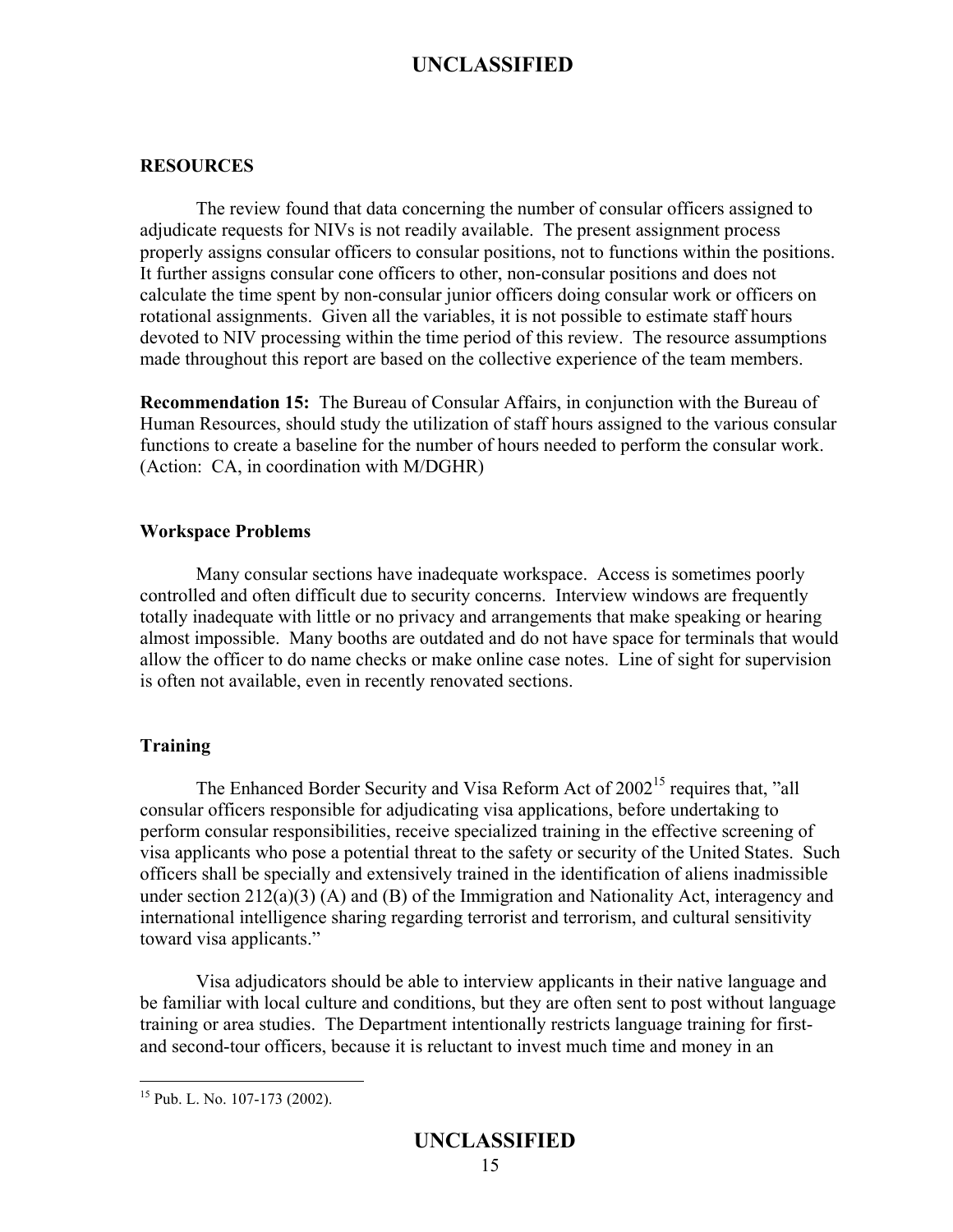## RESOURCES

The review found that data concerning the number of consular officers assigned to adjudicate requests for NIVs is not readily available. The present assignment process properly assigns consular officers to consular positions, not to functions within the positions. It further assigns consular cone officers to other, non-consular positions and does not calculate the time spent by non-consular junior officers doing consular work or officers on rotational assignments. Given all the variables, it is not possible to estimate staff hours devoted to NIV processing within the time period of this review. The resource assumptions made throughout this report are based on the collective experience of the team members.

**Recommendation 15:** The Bureau of Consular Affairs, in conjunction with the Bureau of Human Resources, should study the utilization of staff hours assigned to the various consular functions to create a baseline for the number of hours needed to perform the consular work. (Action: CA, in coordination with M/DGHR)

### Workspace Problems

Many consular sections have inadequate workspace. Access is sometimes poorly controlled and often difficult due to security concerns. Interview windows are frequently totally inadequate with little or no privacy and arrangements that make speaking or hearing almost impossible. Many booths are outdated and do not have space for terminals that would allow the officer to do name checks or make online case notes. Line of sight for supervision is often not available, even in recently renovated sections.

### Training

The Enhanced Border Security and Visa Reform Act of 2002[15] requires that, "all consular officers responsible for adjudicating visa applications, before undertaking to perform consular responsibilities, receive specialized training in the effective screening of visa applicants who pose a potential threat to the safety or security of the United States. Such officers shall be specially and extensively trained in the identification of aliens inadmissible under section 212(a)(3) (A) and (B) of the Immigration and Nationality Act, interagency and international intelligence sharing regarding terrorist and terrorism, and cultural sensitivity toward visa applicants."

Visa adjudicators should be able to interview applicants in their native language and be familiar with local culture and conditions, but they are often sent to post without language training or area studies. The Department intentionally restricts language training for first- and second-tour officers, because it is reluctant to invest much time and money in an

[15] Pub. L. No. 107-173 (2002).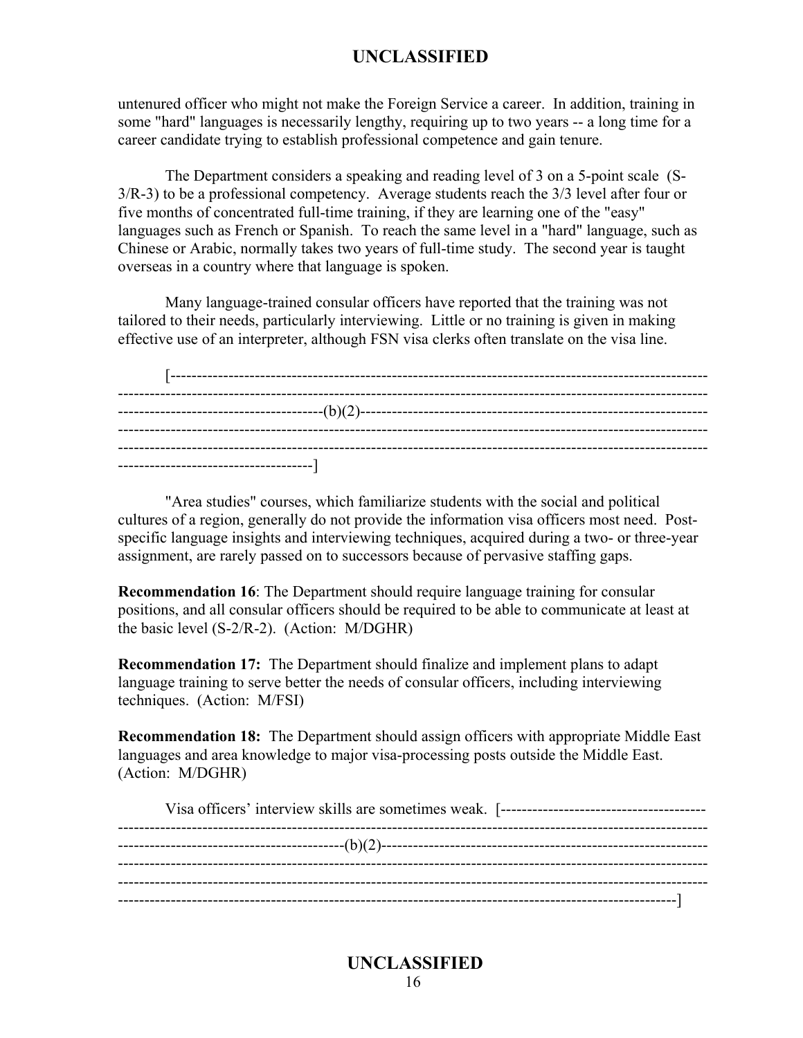untenured officer who might not make the Foreign Service a career. In addition, training in some "hard" languages is necessarily lengthy, requiring up to two years -- a long time for a career candidate trying to establish professional competence and gain tenure.

The Department considers a speaking and reading level of 3 on a 5-point scale (S-3/R-3) to be a professional competency. Average students reach the 3/3 level after four or five months of concentrated full-time training, if they are learning one of the "easy" languages such as French or Spanish. To reach the same level in a "hard" language, such as Chinese or Arabic, normally takes two years of full-time study. The second year is taught overseas in a country where that language is spoken.

Many language-trained consular officers have reported that the training was not tailored to their needs, particularly interviewing. Little or no training is given in making effective use of an interpreter, although FSN visa clerks often translate on the visa line.

[----------------------------------------------------------------------------------------------------(b)(2)----------------------------------------------------------------------------------------------------]

"Area studies" courses, which familiarize students with the social and political cultures of a region, generally do not provide the information visa officers most need. Post-specific language insights and interviewing techniques, acquired during a two- or three-year assignment, are rarely passed on to successors because of pervasive staffing gaps.

**Recommendation 16**: The Department should require language training for consular positions, and all consular officers should be required to be able to communicate at least at the basic level (S-2/R-2). (Action: M/DGHR)

**Recommendation 17:** The Department should finalize and implement plans to adapt language training to serve better the needs of consular officers, including interviewing techniques. (Action: M/FSI)

**Recommendation 18:** The Department should assign officers with appropriate Middle East languages and area knowledge to major visa-processing posts outside the Middle East. (Action: M/DGHR)

Visa officers' interview skills are sometimes weak. [----------------------------------------------------------------------------------------------------(b)(2)----------------------------------------------------------------------------------------------------]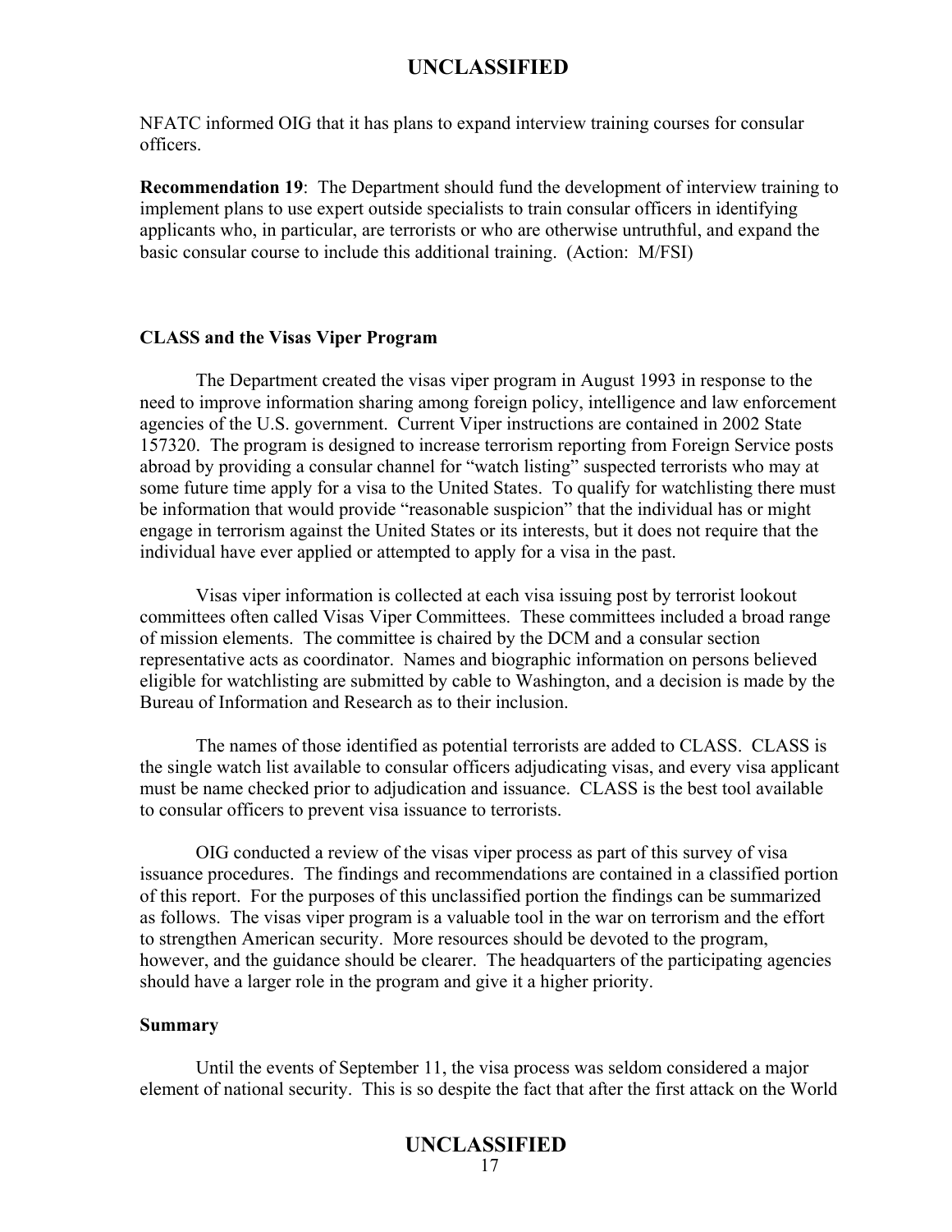NFATC informed OIG that it has plans to expand interview training courses for consular officers.

**Recommendation 19**: The Department should fund the development of interview training to implement plans to use expert outside specialists to train consular officers in identifying applicants who, in particular, are terrorists or who are otherwise untruthful, and expand the basic consular course to include this additional training. (Action: M/FSI)

### CLASS and the Visas Viper Program

The Department created the visas viper program in August 1993 in response to the need to improve information sharing among foreign policy, intelligence and law enforcement agencies of the U.S. government. Current Viper instructions are contained in 2002 State 157320. The program is designed to increase terrorism reporting from Foreign Service posts abroad by providing a consular channel for "watch listing" suspected terrorists who may at some future time apply for a visa to the United States. To qualify for watchlisting there must be information that would provide "reasonable suspicion" that the individual has or might engage in terrorism against the United States or its interests, but it does not require that the individual have ever applied or attempted to apply for a visa in the past.

Visas viper information is collected at each visa issuing post by terrorist lookout committees often called Visas Viper Committees. These committees included a broad range of mission elements. The committee is chaired by the DCM and a consular section representative acts as coordinator. Names and biographic information on persons believed eligible for watchlisting are submitted by cable to Washington, and a decision is made by the Bureau of Information and Research as to their inclusion.

The names of those identified as potential terrorists are added to CLASS. CLASS is the single watch list available to consular officers adjudicating visas, and every visa applicant must be name checked prior to adjudication and issuance. CLASS is the best tool available to consular officers to prevent visa issuance to terrorists.

OIG conducted a review of the visas viper process as part of this survey of visa issuance procedures. The findings and recommendations are contained in a classified portion of this report. For the purposes of this unclassified portion the findings can be summarized as follows. The visas viper program is a valuable tool in the war on terrorism and the effort to strengthen American security. More resources should be devoted to the program, however, and the guidance should be clearer. The headquarters of the participating agencies should have a larger role in the program and give it a higher priority.

### Summary

Until the events of September 11, the visa process was seldom considered a major element of national security. This is so despite the fact that after the first attack on the World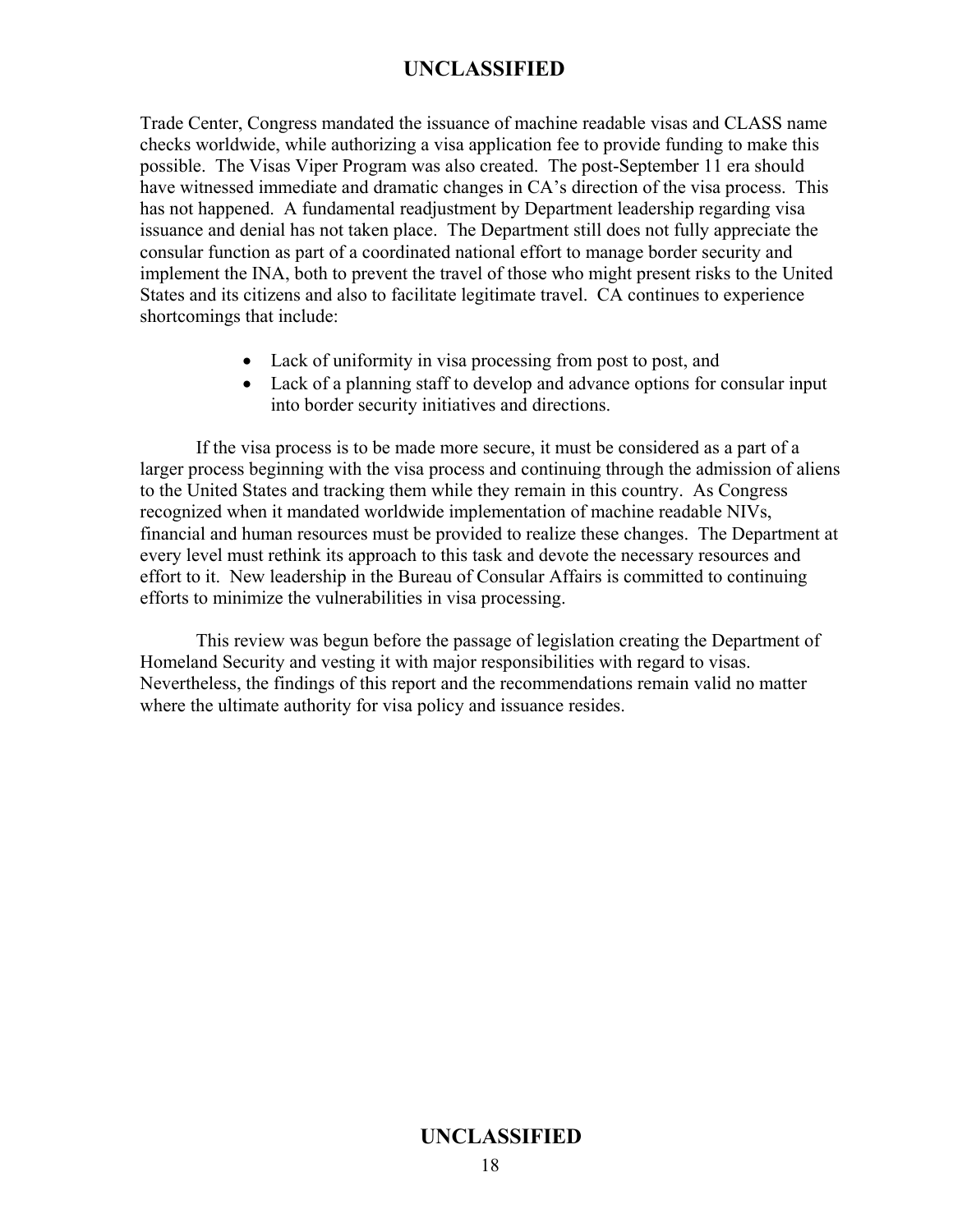Trade Center, Congress mandated the issuance of machine readable visas and CLASS name checks worldwide, while authorizing a visa application fee to provide funding to make this possible. The Visas Viper Program was also created. The post-September 11 era should have witnessed immediate and dramatic changes in CA's direction of the visa process. This has not happened. A fundamental readjustment by Department leadership regarding visa issuance and denial has not taken place. The Department still does not fully appreciate the consular function as part of a coordinated national effort to manage border security and implement the INA, both to prevent the travel of those who might present risks to the United States and its citizens and also to facilitate legitimate travel. CA continues to experience shortcomings that include:

- Lack of uniformity in visa processing from post to post, and
- Lack of a planning staff to develop and advance options for consular input into border security initiatives and directions.

If the visa process is to be made more secure, it must be considered as a part of a larger process beginning with the visa process and continuing through the admission of aliens to the United States and tracking them while they remain in this country. As Congress recognized when it mandated worldwide implementation of machine readable NIVs, financial and human resources must be provided to realize these changes. The Department at every level must rethink its approach to this task and devote the necessary resources and effort to it. New leadership in the Bureau of Consular Affairs is committed to continuing efforts to minimize the vulnerabilities in visa processing.

This review was begun before the passage of legislation creating the Department of Homeland Security and vesting it with major responsibilities with regard to visas. Nevertheless, the findings of this report and the recommendations remain valid no matter where the ultimate authority for visa policy and issuance resides.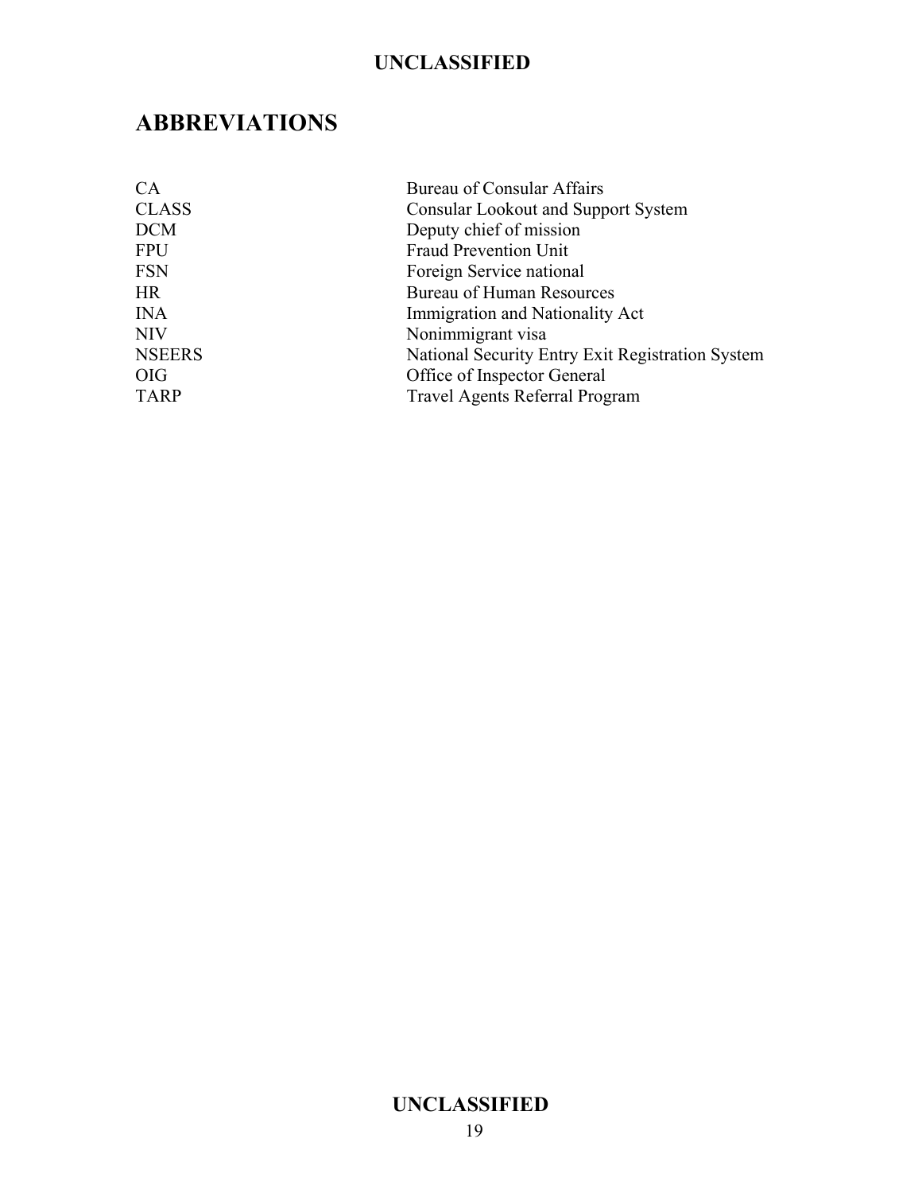# ABBREVIATIONS

| | |
|---|---|
| CA | Bureau of Consular Affairs |
| CLASS | Consular Lookout and Support System |
| DCM | Deputy chief of mission |
| FPU | Fraud Prevention Unit |
| FSN | Foreign Service national |
| HR | Bureau of Human Resources |
| INA | Immigration and Nationality Act |
| NIV | Nonimmigrant visa |
| NSEERS | National Security Entry Exit Registration System |
| OIG | Office of Inspector General |
| TARP | Travel Agents Referral Program |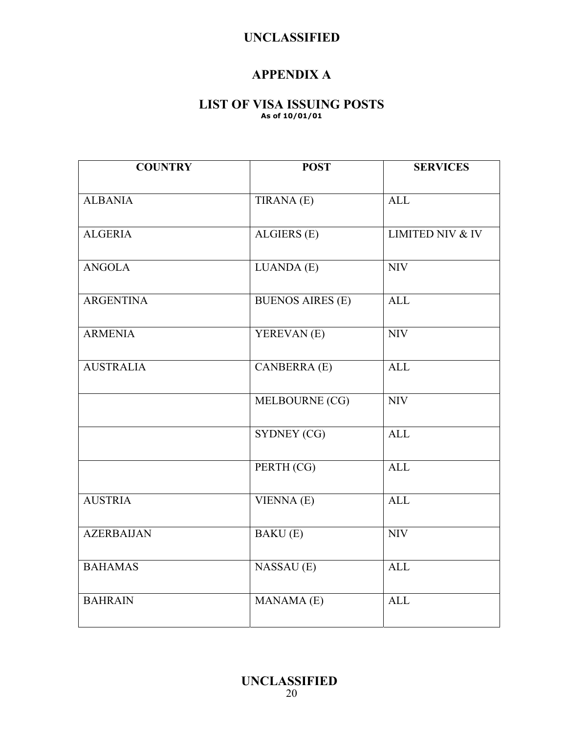# APPENDIX A

## LIST OF VISA ISSUING POSTS

As of 10/01/01

| COUNTRY | POST | SERVICES |
| --- | --- | --- |
| ALBANIA | TIRANA (E) | ALL |
| ALGERIA | ALGIERS (E) | LIMITED NIV & IV |
| ANGOLA | LUANDA (E) | NIV |
| ARGENTINA | BUENOS AIRES (E) | ALL |
| ARMENIA | YEREVAN (E) | NIV |
| AUSTRALIA | CANBERRA (E) | ALL |
| | MELBOURNE (CG) | NIV |
| | SYDNEY (CG) | ALL |
| | PERTH (CG) | ALL |
| AUSTRIA | VIENNA (E) | ALL |
| AZERBAIJAN | BAKU (E) | NIV |
| BAHAMAS | NASSAU (E) | ALL |
| BAHRAIN | MANAMA (E) | ALL |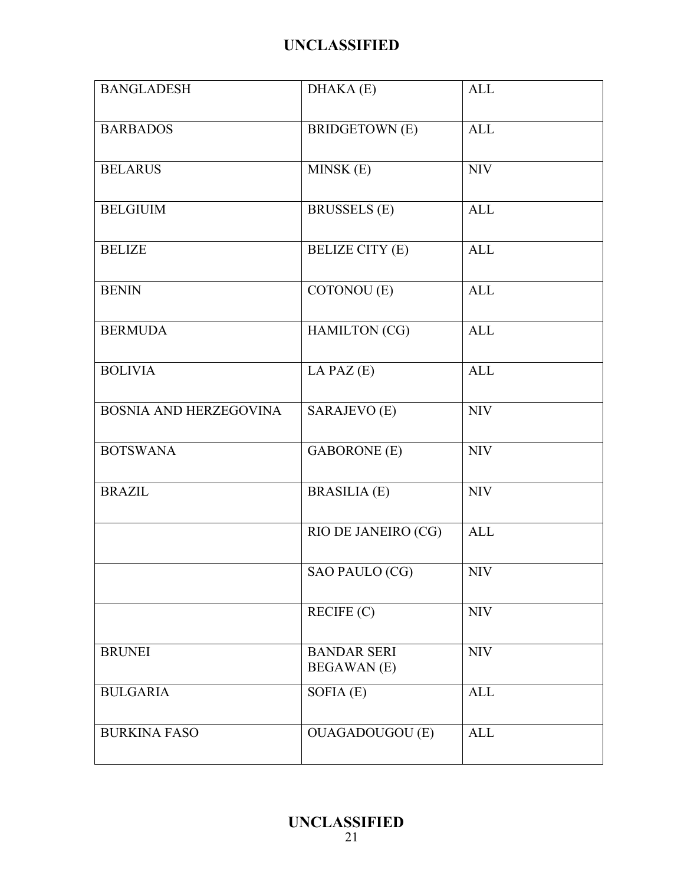| BANGLADESH | DHAKA (E) | ALL |
| --- | --- | --- |
| BARBADOS | BRIDGETOWN (E) | ALL |
| BELARUS | MINSK (E) | NIV |
| BELGIUIM | BRUSSELS (E) | ALL |
| BELIZE | BELIZE CITY (E) | ALL |
| BENIN | COTONOU (E) | ALL |
| BERMUDA | HAMILTON (CG) | ALL |
| BOLIVIA | LA PAZ (E) | ALL |
| BOSNIA AND HERZEGOVINA | SARAJEVO (E) | NIV |
| BOTSWANA | GABORONE (E) | NIV |
| BRAZIL | BRASILIA (E) | NIV |
| | RIO DE JANEIRO (CG) | ALL |
| | SAO PAULO (CG) | NIV |
| | RECIFE (C) | NIV |
| BRUNEI | BANDAR SERI BEGAWAN (E) | NIV |
| BULGARIA | SOFIA (E) | ALL |
| BURKINA FASO | OUAGADOUGOU (E) | ALL |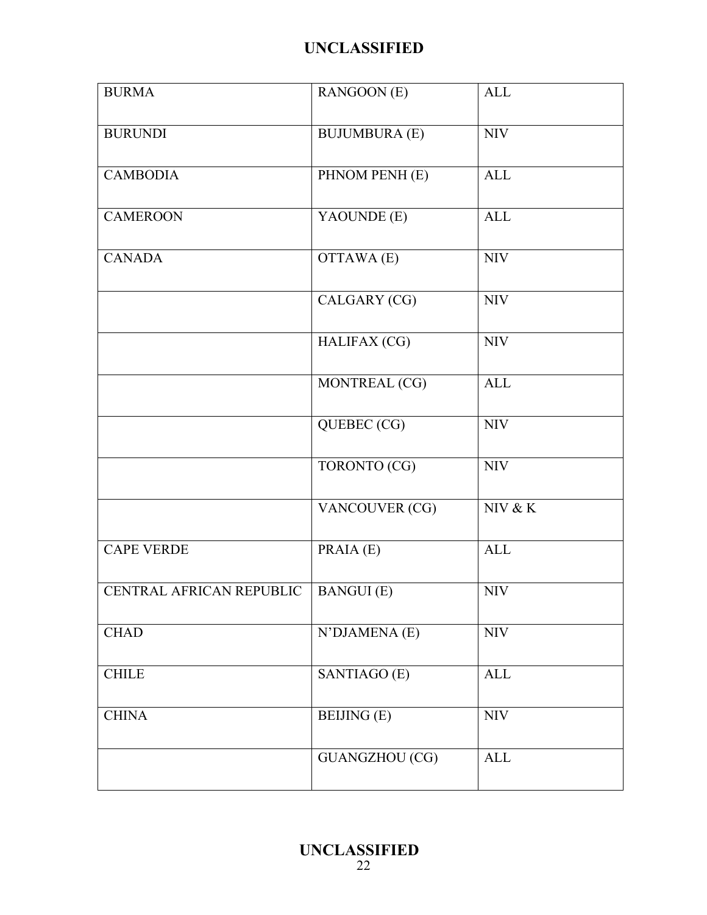| BURMA | RANGOON (E) | ALL |
|---|---|---|
| BURUNDI | BUJUMBURA (E) | NIV |
| CAMBODIA | PHNOM PENH (E) | ALL |
| CAMEROON | YAOUNDE (E) | ALL |
| CANADA | OTTAWA (E) | NIV |
| | CALGARY (CG) | NIV |
| | HALIFAX (CG) | NIV |
| | MONTREAL (CG) | ALL |
| | QUEBEC (CG) | NIV |
| | TORONTO (CG) | NIV |
| | VANCOUVER (CG) | NIV & K |
| CAPE VERDE | PRAIA (E) | ALL |
| CENTRAL AFRICAN REPUBLIC | BANGUI (E) | NIV |
| CHAD | N'DJAMENA (E) | NIV |
| CHILE | SANTIAGO (E) | ALL |
| CHINA | BEIJING (E) | NIV |
| | GUANGZHOU (CG) | ALL |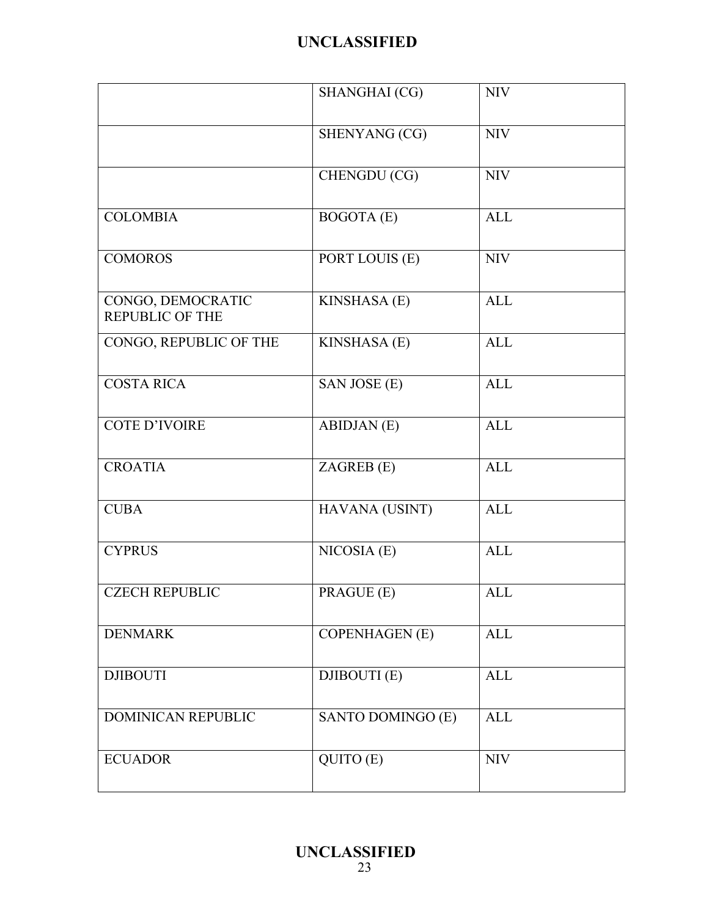| | | |
|---|---|---|
| | SHANGHAI (CG) | NIV |
| | SHENYANG (CG) | NIV |
| | CHENGDU (CG) | NIV |
| COLOMBIA | BOGOTA (E) | ALL |
| COMOROS | PORT LOUIS (E) | NIV |
| CONGO, DEMOCRATIC REPUBLIC OF THE | KINSHASA (E) | ALL |
| CONGO, REPUBLIC OF THE | KINSHASA (E) | ALL |
| COSTA RICA | SAN JOSE (E) | ALL |
| COTE D'IVOIRE | ABIDJAN (E) | ALL |
| CROATIA | ZAGREB (E) | ALL |
| CUBA | HAVANA (USINT) | ALL |
| CYPRUS | NICOSIA (E) | ALL |
| CZECH REPUBLIC | PRAGUE (E) | ALL |
| DENMARK | COPENHAGEN (E) | ALL |
| DJIBOUTI | DJIBOUTI (E) | ALL |
| DOMINICAN REPUBLIC | SANTO DOMINGO (E) | ALL |
| ECUADOR | QUITO (E) | NIV |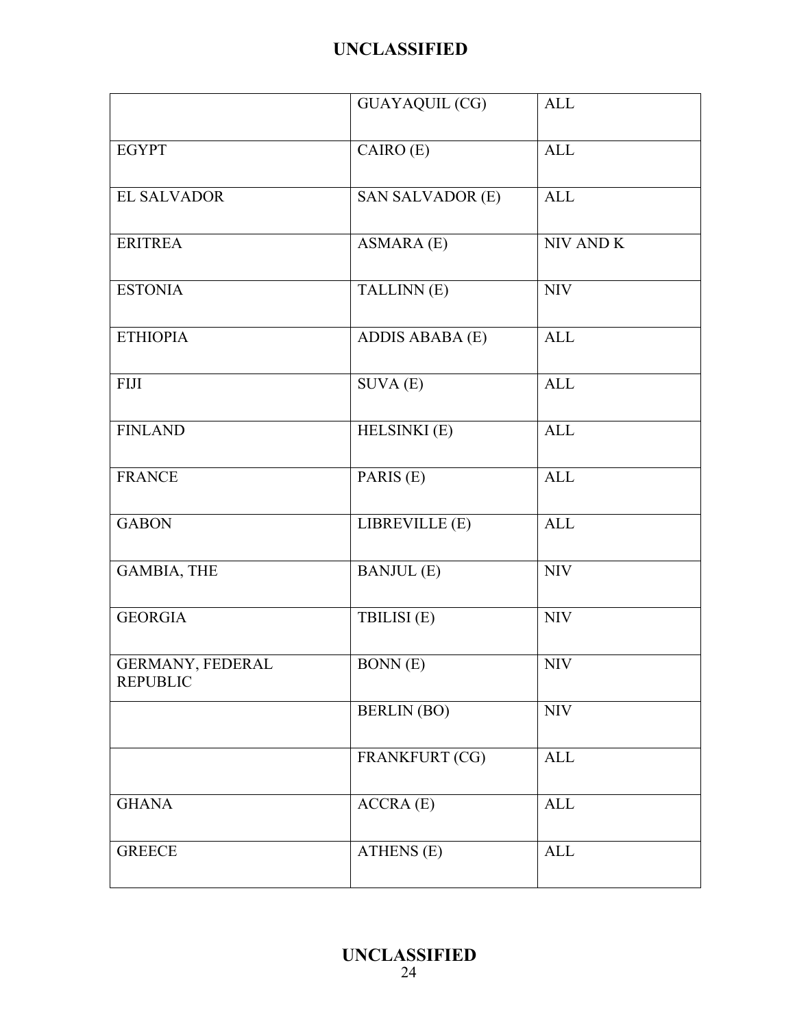| | | |
|---|---|---|
| | GUAYAQUIL (CG) | ALL |
| EGYPT | CAIRO (E) | ALL |
| EL SALVADOR | SAN SALVADOR (E) | ALL |
| ERITREA | ASMARA (E) | NIV AND K |
| ESTONIA | TALLINN (E) | NIV |
| ETHIOPIA | ADDIS ABABA (E) | ALL |
| FIJI | SUVA (E) | ALL |
| FINLAND | HELSINKI (E) | ALL |
| FRANCE | PARIS (E) | ALL |
| GABON | LIBREVILLE (E) | ALL |
| GAMBIA, THE | BANJUL (E) | NIV |
| GEORGIA | TBILISI (E) | NIV |
| GERMANY, FEDERAL REPUBLIC | BONN (E) | NIV |
| | BERLIN (BO) | NIV |
| | FRANKFURT (CG) | ALL |
| GHANA | ACCRA (E) | ALL |
| GREECE | ATHENS (E) | ALL |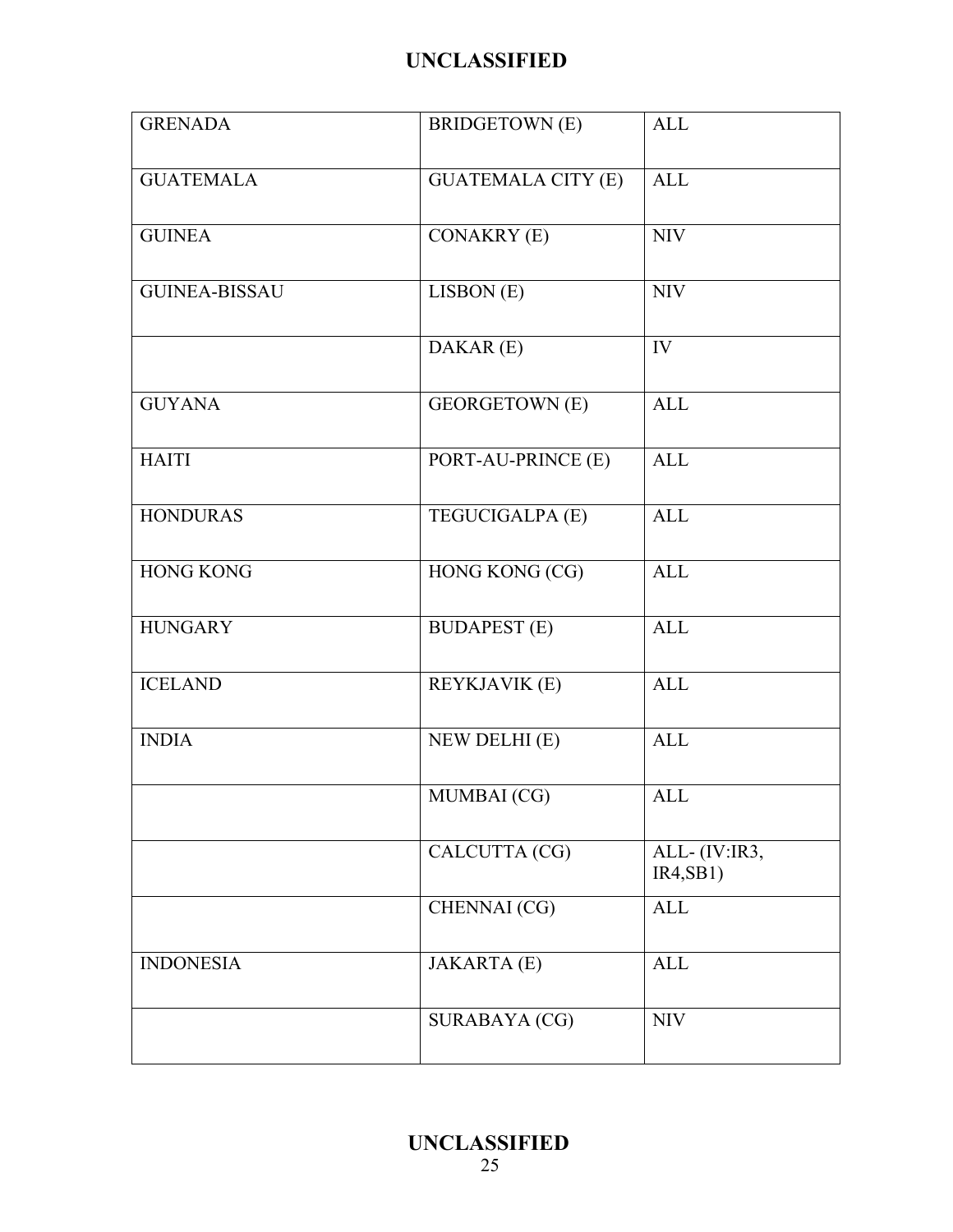| GRENADA | BRIDGETOWN (E) | ALL |
|---|---|---|
| GUATEMALA | GUATEMALA CITY (E) | ALL |
| GUINEA | CONAKRY (E) | NIV |
| GUINEA-BISSAU | LISBON (E) | NIV |
| | DAKAR (E) | IV |
| GUYANA | GEORGETOWN (E) | ALL |
| HAITI | PORT-AU-PRINCE (E) | ALL |
| HONDURAS | TEGUCIGALPA (E) | ALL |
| HONG KONG | HONG KONG (CG) | ALL |
| HUNGARY | BUDAPEST (E) | ALL |
| ICELAND | REYKJAVIK (E) | ALL |
| INDIA | NEW DELHI (E) | ALL |
| | MUMBAI (CG) | ALL |
| | CALCUTTA (CG) | ALL- (IV:IR3, IR4,SB1) |
| | CHENNAI (CG) | ALL |
| INDONESIA | JAKARTA (E) | ALL |
| | SURABAYA (CG) | NIV |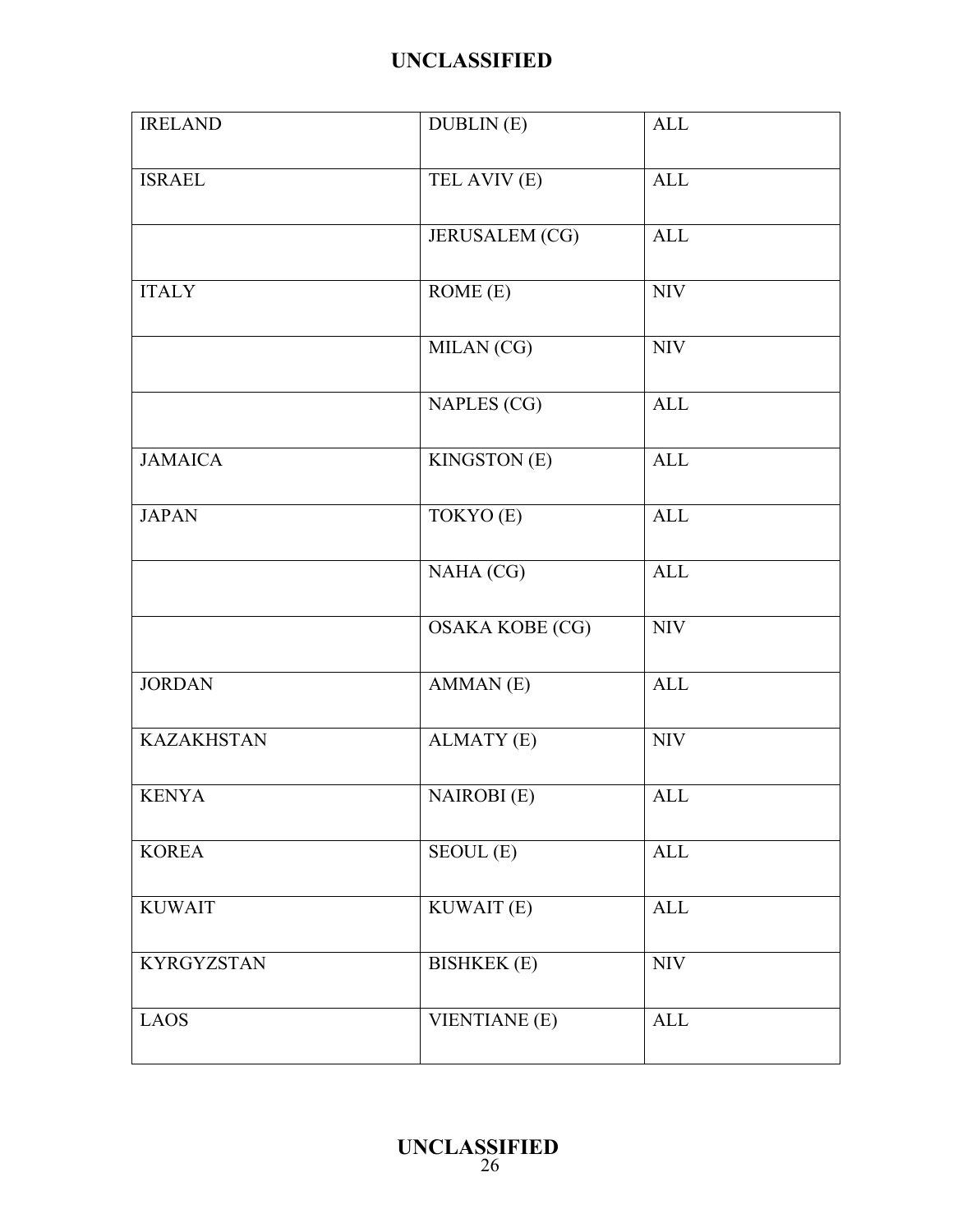| IRELAND | DUBLIN (E) | ALL |
|---|---|---|
| ISRAEL | TEL AVIV (E) | ALL |
| | JERUSALEM (CG) | ALL |
| ITALY | ROME (E) | NIV |
| | MILAN (CG) | NIV |
| | NAPLES (CG) | ALL |
| JAMAICA | KINGSTON (E) | ALL |
| JAPAN | TOKYO (E) | ALL |
| | NAHA (CG) | ALL |
| | OSAKA KOBE (CG) | NIV |
| JORDAN | AMMAN (E) | ALL |
| KAZAKHSTAN | ALMATY (E) | NIV |
| KENYA | NAIROBI (E) | ALL |
| KOREA | SEOUL (E) | ALL |
| KUWAIT | KUWAIT (E) | ALL |
| KYRGYZSTAN | BISHKEK (E) | NIV |
| LAOS | VIENTIANE (E) | ALL |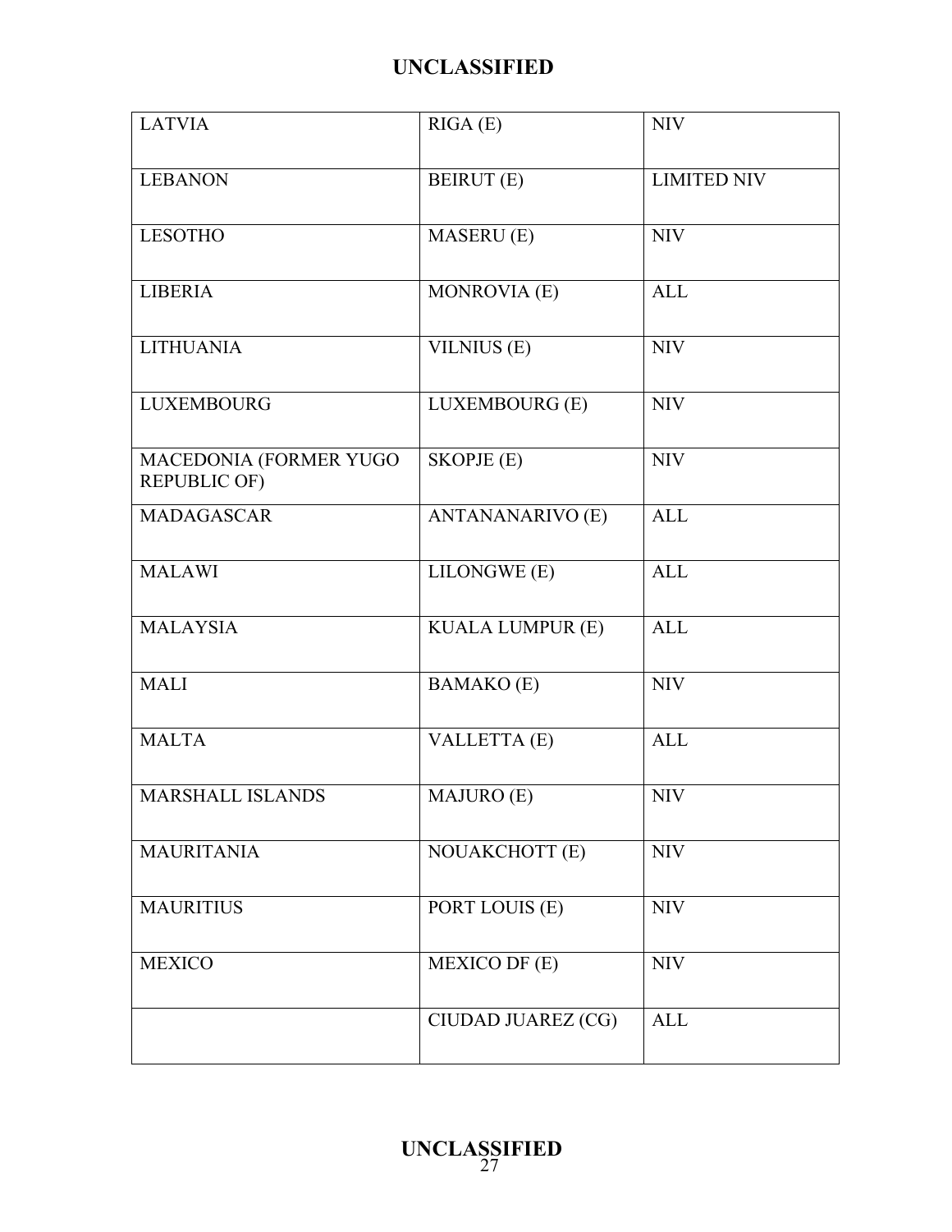| LATVIA | RIGA (E) | NIV |
| --- | --- | --- |
| LEBANON | BEIRUT (E) | LIMITED NIV |
| LESOTHO | MASERU (E) | NIV |
| LIBERIA | MONROVIA (E) | ALL |
| LITHUANIA | VILNIUS (E) | NIV |
| LUXEMBOURG | LUXEMBOURG (E) | NIV |
| MACEDONIA (FORMER YUGO REPUBLIC OF) | SKOPJE (E) | NIV |
| MADAGASCAR | ANTANANARIVO (E) | ALL |
| MALAWI | LILONGWE (E) | ALL |
| MALAYSIA | KUALA LUMPUR (E) | ALL |
| MALI | BAMAKO (E) | NIV |
| MALTA | VALLETTA (E) | ALL |
| MARSHALL ISLANDS | MAJURO (E) | NIV |
| MAURITANIA | NOUAKCHOTT (E) | NIV |
| MAURITIUS | PORT LOUIS (E) | NIV |
| MEXICO | MEXICO DF (E) | NIV |
| | CIUDAD JUAREZ (CG) | ALL |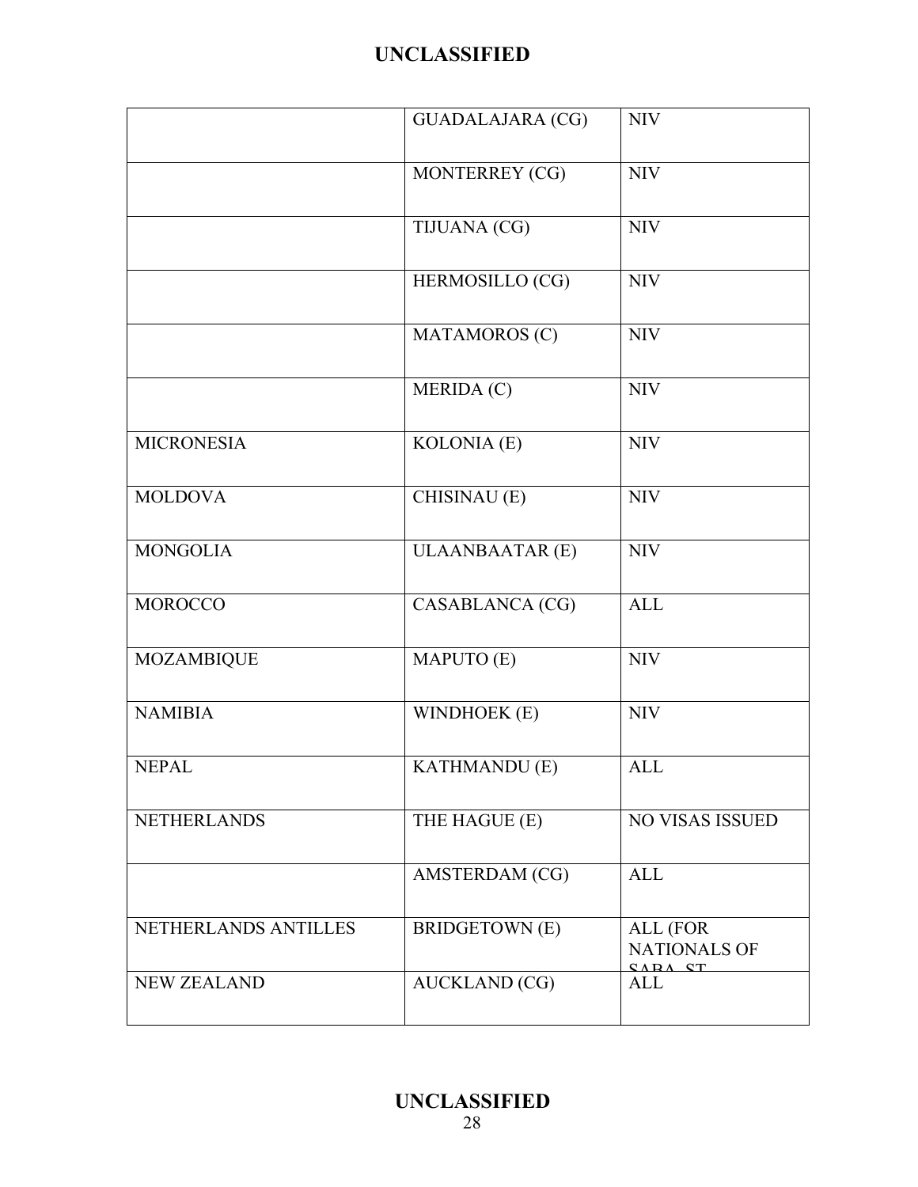| | | |
|---|---|---|
| | GUADALAJARA (CG) | NIV |
| | MONTERREY (CG) | NIV |
| | TIJUANA (CG) | NIV |
| | HERMOSILLO (CG) | NIV |
| | MATAMOROS (C) | NIV |
| | MERIDA (C) | NIV |
| MICRONESIA | KOLONIA (E) | NIV |
| MOLDOVA | CHISINAU (E) | NIV |
| MONGOLIA | ULAANBAATAR (E) | NIV |
| MOROCCO | CASABLANCA (CG) | ALL |
| MOZAMBIQUE | MAPUTO (E) | NIV |
| NAMIBIA | WINDHOEK (E) | NIV |
| NEPAL | KATHMANDU (E) | ALL |
| NETHERLANDS | THE HAGUE (E) | NO VISAS ISSUED |
| | AMSTERDAM (CG) | ALL |
| NETHERLANDS ANTILLES | BRIDGETOWN (E) | ALL (FOR NATIONALS OF SABA, ST |
| NEW ZEALAND | AUCKLAND (CG) | ALL |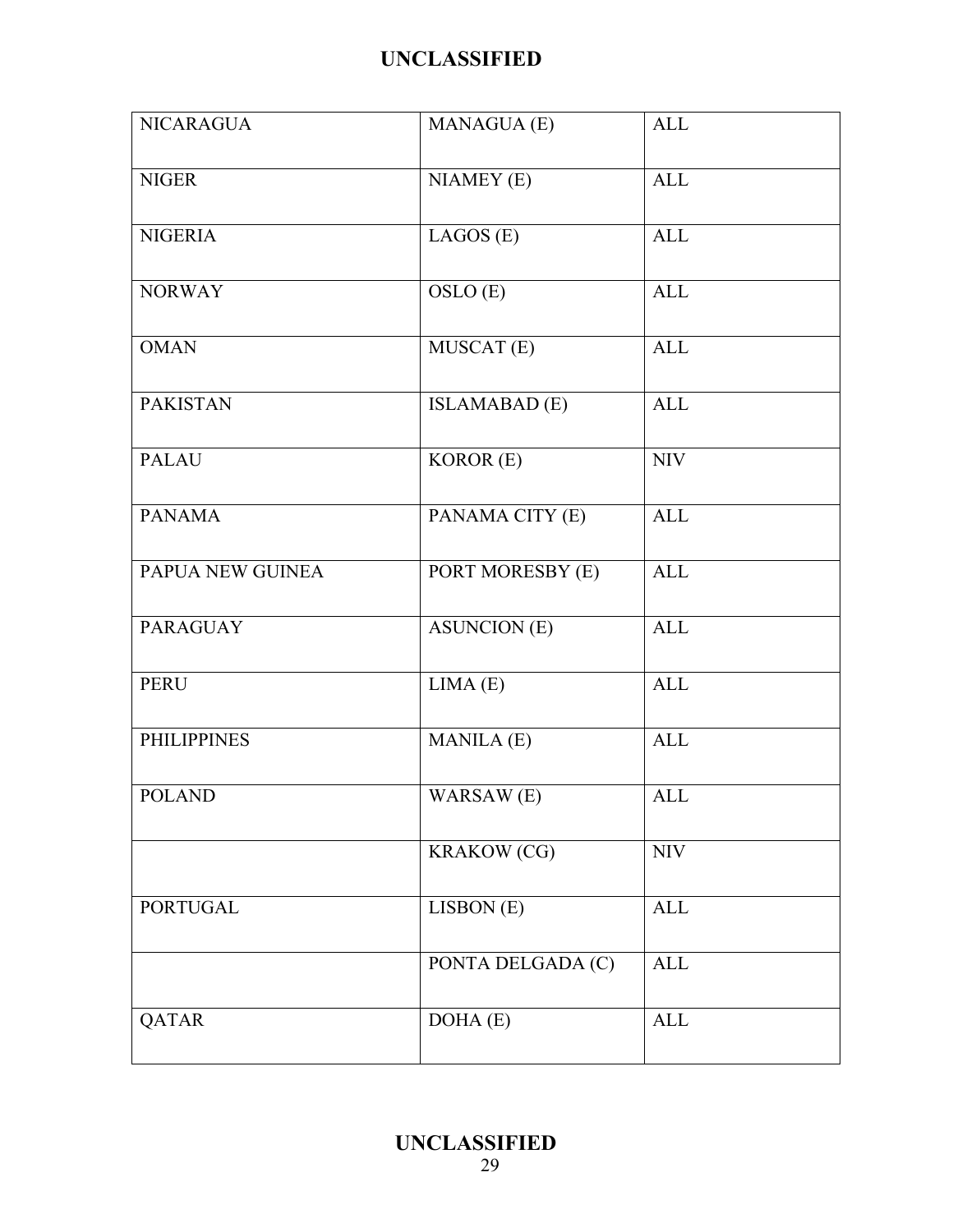| NICARAGUA | MANAGUA (E) | ALL |
|---|---|---|
| NIGER | NIAMEY (E) | ALL |
| NIGERIA | LAGOS (E) | ALL |
| NORWAY | OSLO (E) | ALL |
| OMAN | MUSCAT (E) | ALL |
| PAKISTAN | ISLAMABAD (E) | ALL |
| PALAU | KOROR (E) | NIV |
| PANAMA | PANAMA CITY (E) | ALL |
| PAPUA NEW GUINEA | PORT MORESBY (E) | ALL |
| PARAGUAY | ASUNCION (E) | ALL |
| PERU | LIMA (E) | ALL |
| PHILIPPINES | MANILA (E) | ALL |
| POLAND | WARSAW (E) | ALL |
| | KRAKOW (CG) | NIV |
| PORTUGAL | LISBON (E) | ALL |
| | PONTA DELGADA (C) | ALL |
| QATAR | DOHA (E) | ALL |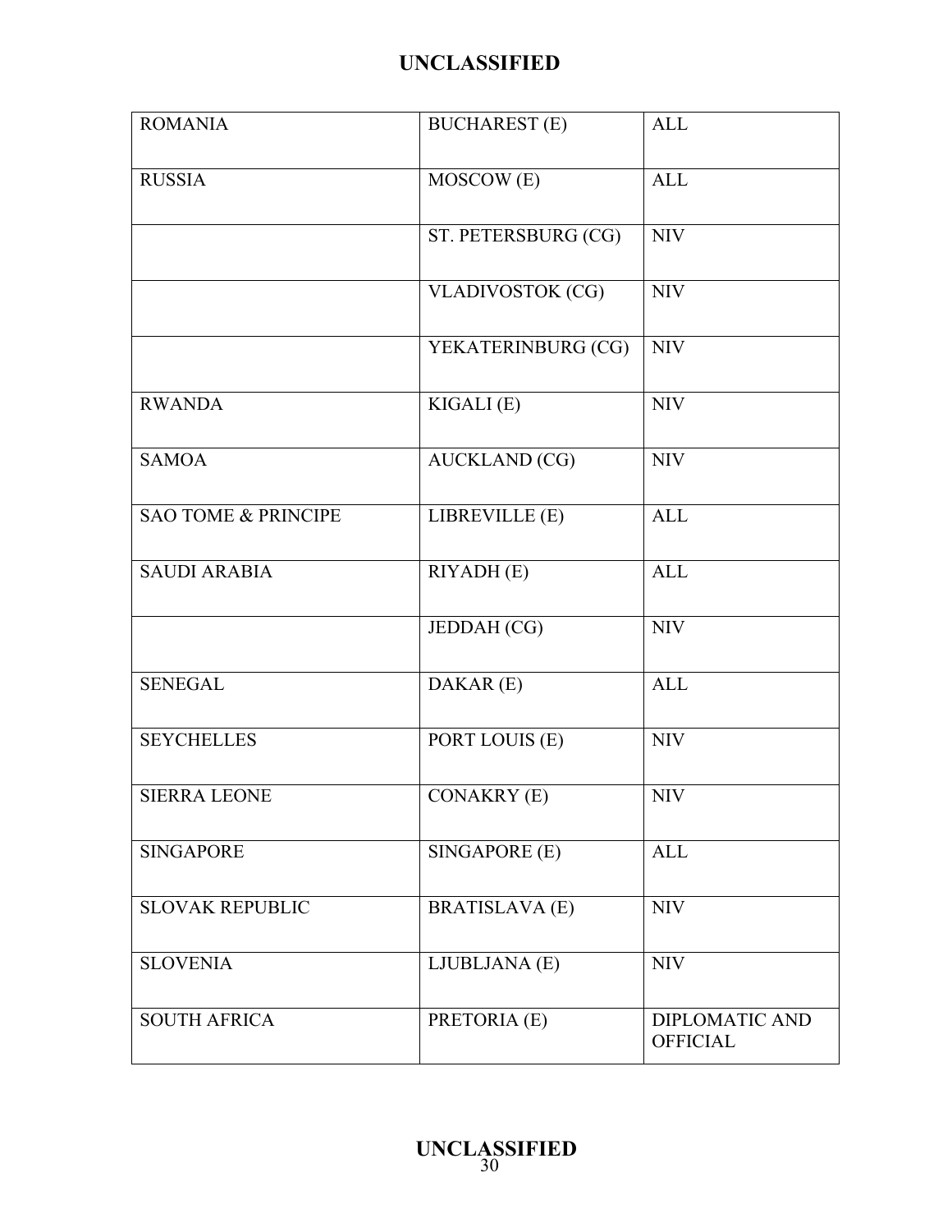| | | |
|---|---|---|
| ROMANIA | BUCHAREST (E) | ALL |
| RUSSIA | MOSCOW (E) | ALL |
| | ST. PETERSBURG (CG) | NIV |
| | VLADIVOSTOK (CG) | NIV |
| | YEKATERINBURG (CG) | NIV |
| RWANDA | KIGALI (E) | NIV |
| SAMOA | AUCKLAND (CG) | NIV |
| SAO TOME & PRINCIPE | LIBREVILLE (E) | ALL |
| SAUDI ARABIA | RIYADH (E) | ALL |
| | JEDDAH (CG) | NIV |
| SENEGAL | DAKAR (E) | ALL |
| SEYCHELLES | PORT LOUIS (E) | NIV |
| SIERRA LEONE | CONAKRY (E) | NIV |
| SINGAPORE | SINGAPORE (E) | ALL |
| SLOVAK REPUBLIC | BRATISLAVA (E) | NIV |
| SLOVENIA | LJUBLJANA (E) | NIV |
| SOUTH AFRICA | PRETORIA (E) | DIPLOMATIC AND OFFICIAL |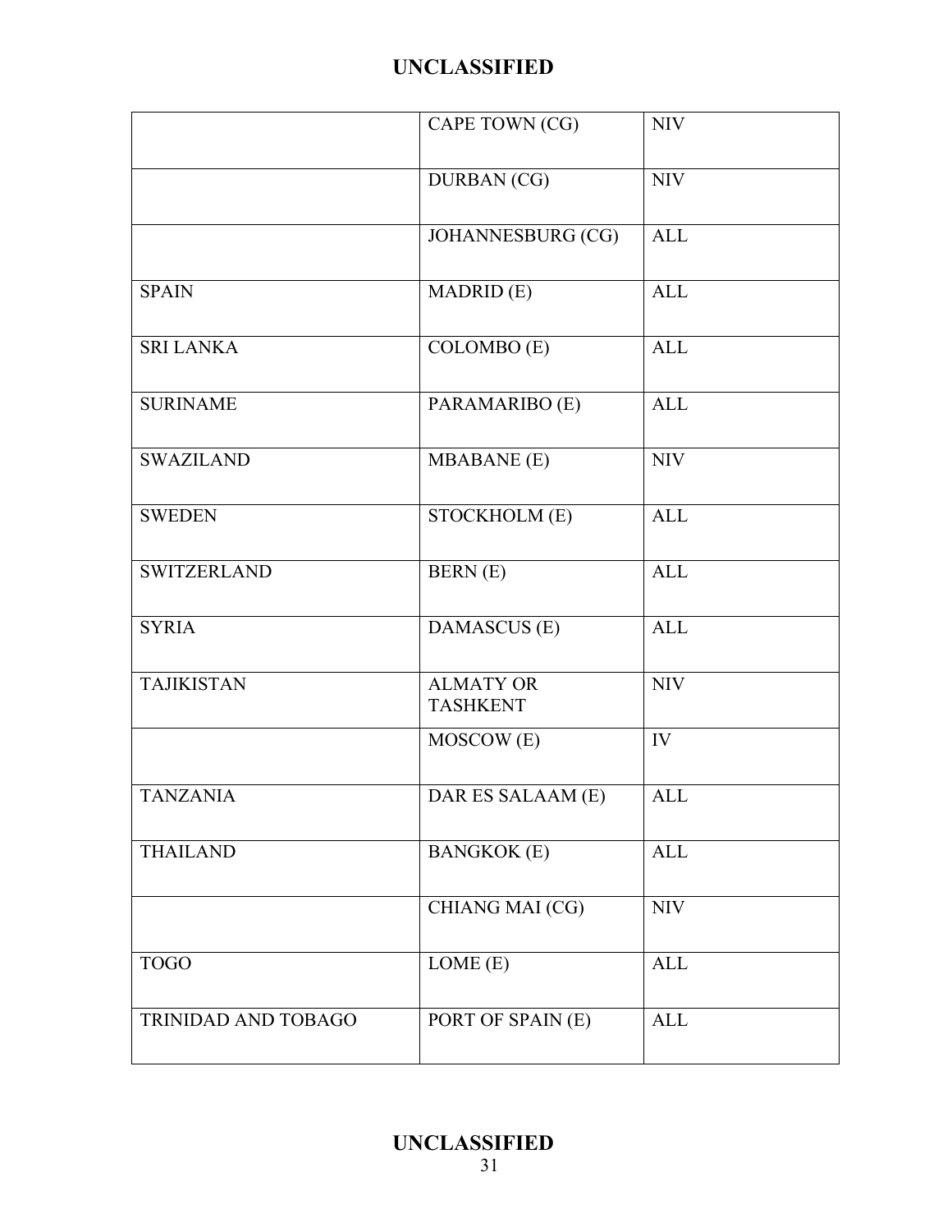| | | |
|---|---|---|
| | CAPE TOWN (CG) | NIV |
| | DURBAN (CG) | NIV |
| | JOHANNESBURG (CG) | ALL |
| SPAIN | MADRID (E) | ALL |
| SRI LANKA | COLOMBO (E) | ALL |
| SURINAME | PARAMARIBO (E) | ALL |
| SWAZILAND | MBABANE (E) | NIV |
| SWEDEN | STOCKHOLM (E) | ALL |
| SWITZERLAND | BERN (E) | ALL |
| SYRIA | DAMASCUS (E) | ALL |
| TAJIKISTAN | ALMATY OR TASHKENT | NIV |
| | MOSCOW (E) | IV |
| TANZANIA | DAR ES SALAAM (E) | ALL |
| THAILAND | BANGKOK (E) | ALL |
| | CHIANG MAI (CG) | NIV |
| TOGO | LOME (E) | ALL |
| TRINIDAD AND TOBAGO | PORT OF SPAIN (E) | ALL |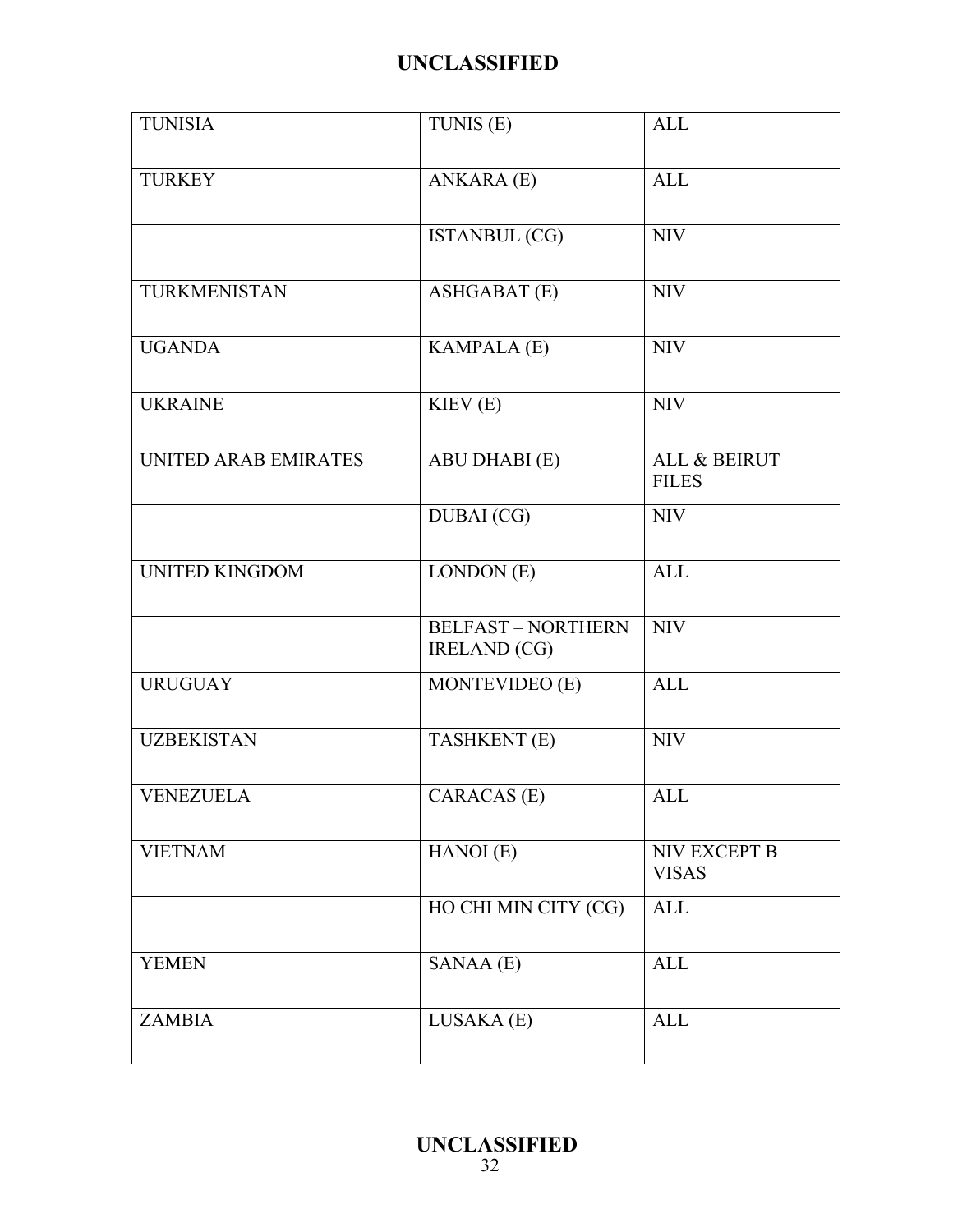| TUNISIA | TUNIS (E) | ALL |
| --- | --- | --- |
| TURKEY | ANKARA (E) | ALL |
| | ISTANBUL (CG) | NIV |
| TURKMENISTAN | ASHGABAT (E) | NIV |
| UGANDA | KAMPALA (E) | NIV |
| UKRAINE | KIEV (E) | NIV |
| UNITED ARAB EMIRATES | ABU DHABI (E) | ALL & BEIRUT FILES |
| | DUBAI (CG) | NIV |
| UNITED KINGDOM | LONDON (E) | ALL |
| | BELFAST – NORTHERN IRELAND (CG) | NIV |
| URUGUAY | MONTEVIDEO (E) | ALL |
| UZBEKISTAN | TASHKENT (E) | NIV |
| VENEZUELA | CARACAS (E) | ALL |
| VIETNAM | HANOI (E) | NIV EXCEPT B VISAS |
| | HO CHI MIN CITY (CG) | ALL |
| YEMEN | SANAA (E) | ALL |
| ZAMBIA | LUSAKA (E) | ALL |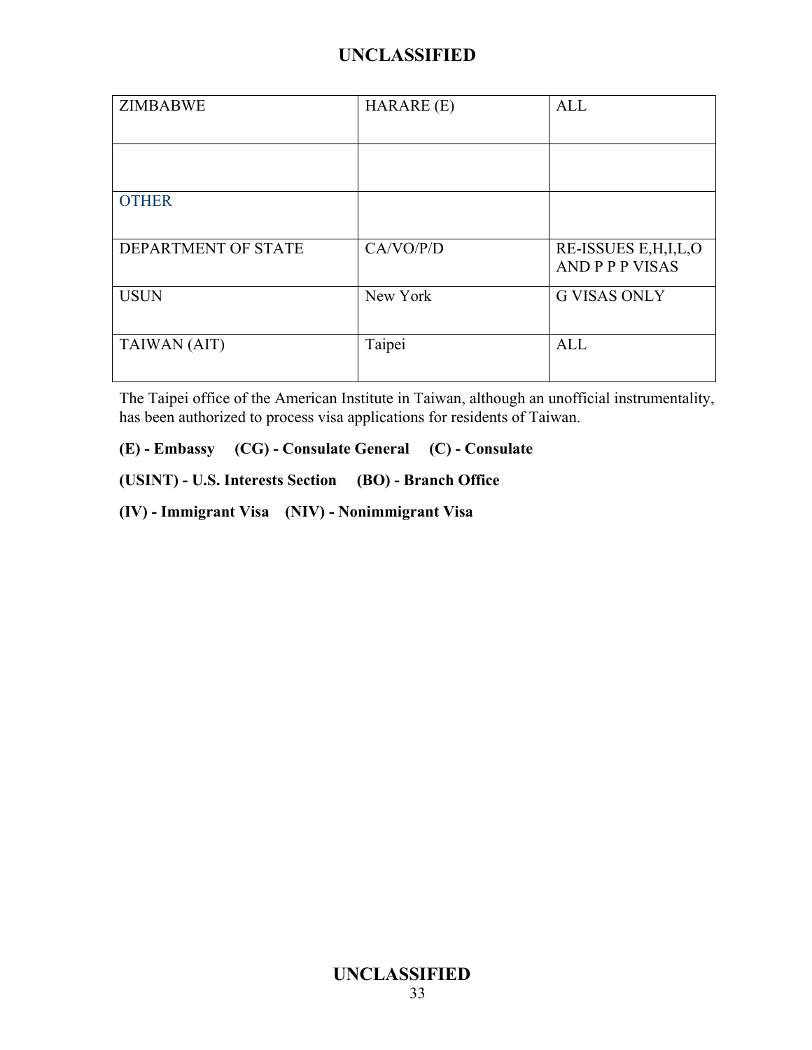| ZIMBABWE | HARARE (E) | ALL |
|---|---|---|
| | | |
| OTHER | | |
| DEPARTMENT OF STATE | CA/VO/P/D | RE-ISSUES E,H,I,L,O AND P P P VISAS |
| USUN | New York | G VISAS ONLY |
| TAIWAN (AIT) | Taipei | ALL |

The Taipei office of the American Institute in Taiwan, although an unofficial instrumentality, has been authorized to process visa applications for residents of Taiwan.

**(E) - Embassy (CG) - Consulate General (C) - Consulate**

**(USINT) - U.S. Interests Section (BO) - Branch Office**

**(IV) - Immigrant Visa (NIV) - Nonimmigrant Visa**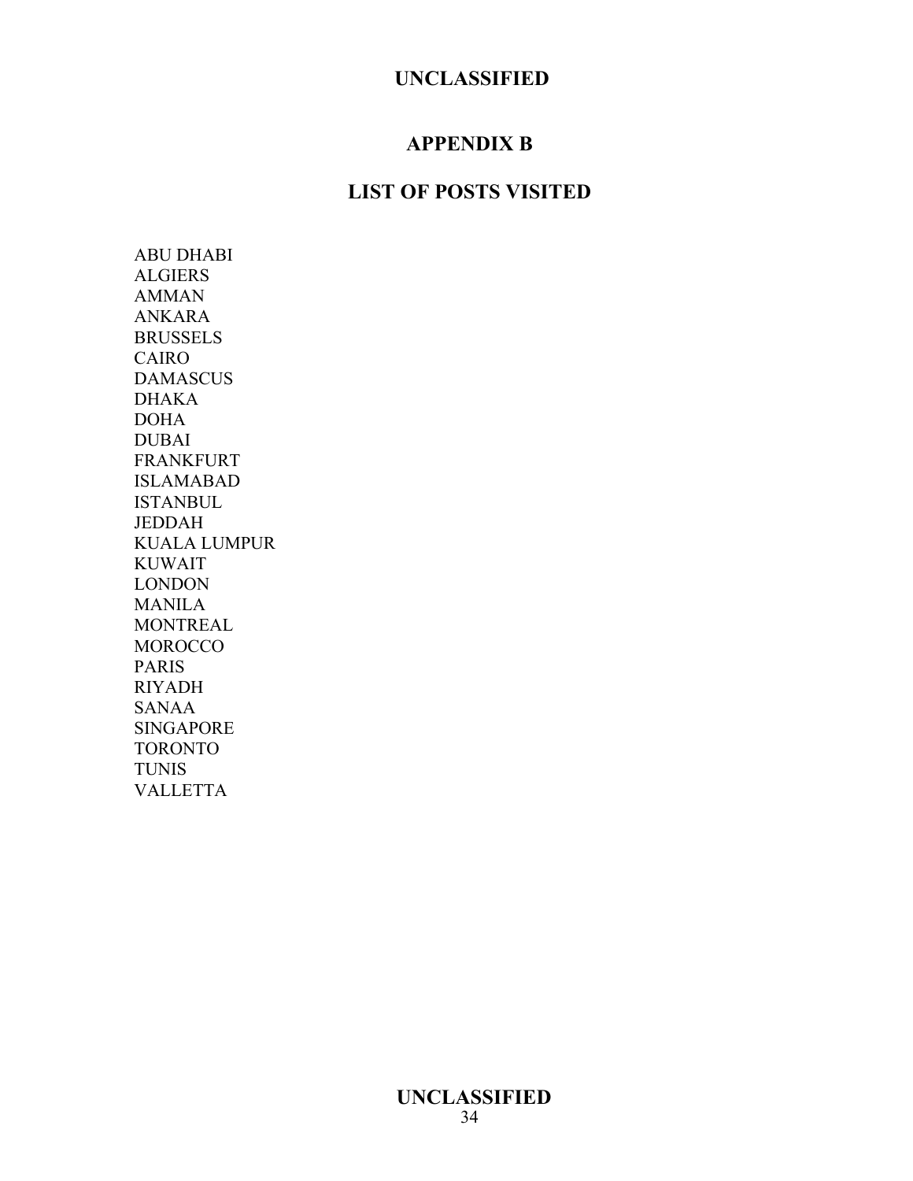# APPENDIX B

## LIST OF POSTS VISITED

ABU DHABI
ALGIERS
AMMAN
ANKARA
BRUSSELS
CAIRO
DAMASCUS
DHAKA
DOHA
DUBAI
FRANKFURT
ISLAMABAD
ISTANBUL
JEDDAH
KUALA LUMPUR
KUWAIT
LONDON
MANILA
MONTREAL
MOROCCO
PARIS
RIYADH
SANAA
SINGAPORE
TORONTO
TUNIS
VALLETTA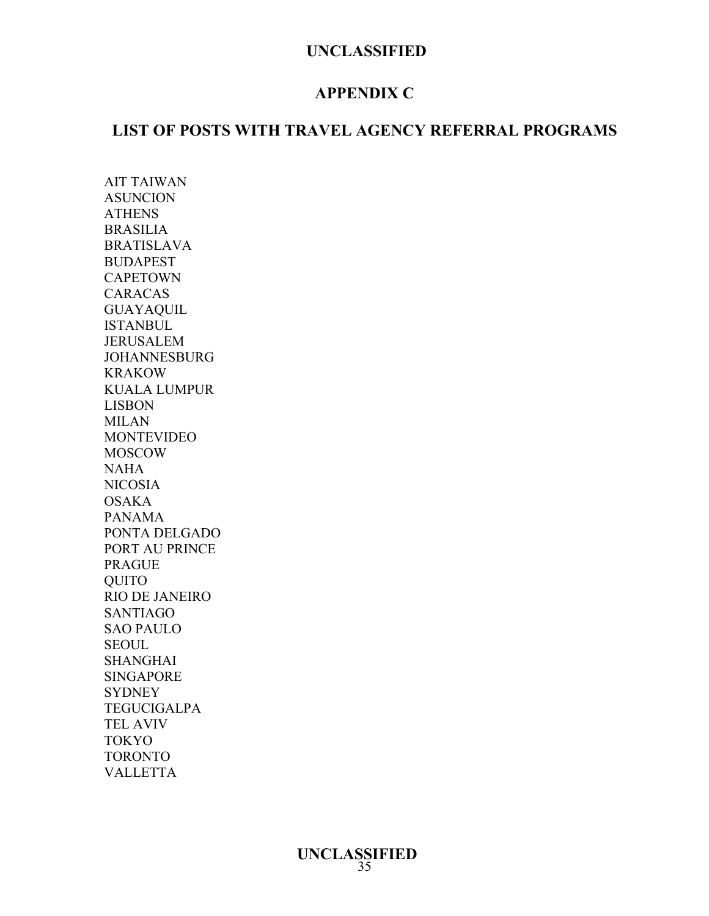# APPENDIX C

## LIST OF POSTS WITH TRAVEL AGENCY REFERRAL PROGRAMS

AIT TAIWAN
ASUNCION
ATHENS
BRASILIA
BRATISLAVA
BUDAPEST
CAPETOWN
CARACAS
GUAYAQUIL
ISTANBUL
JERUSALEM
JOHANNESBURG
KRAKOW
KUALA LUMPUR
LISBON
MILAN
MONTEVIDEO
MOSCOW
NAHA
NICOSIA
OSAKA
PANAMA
PONTA DELGADO
PORT AU PRINCE
PRAGUE
QUITO
RIO DE JANEIRO
SANTIAGO
SAO PAULO
SEOUL
SHANGHAI
SINGAPORE
SYDNEY
TEGUCIGALPA
TEL AVIV
TOKYO
TORONTO
VALLETTA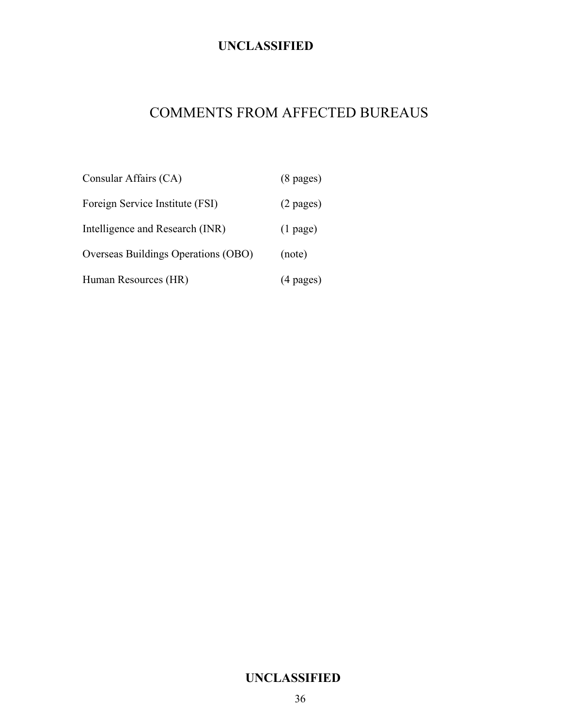# COMMENTS FROM AFFECTED BUREAUS

| | |
|---|---|
| Consular Affairs (CA) | (8 pages) |
| Foreign Service Institute (FSI) | (2 pages) |
| Intelligence and Research (INR) | (1 page) |
| Overseas Buildings Operations (OBO) | (note) |
| Human Resources (HR) | (4 pages) |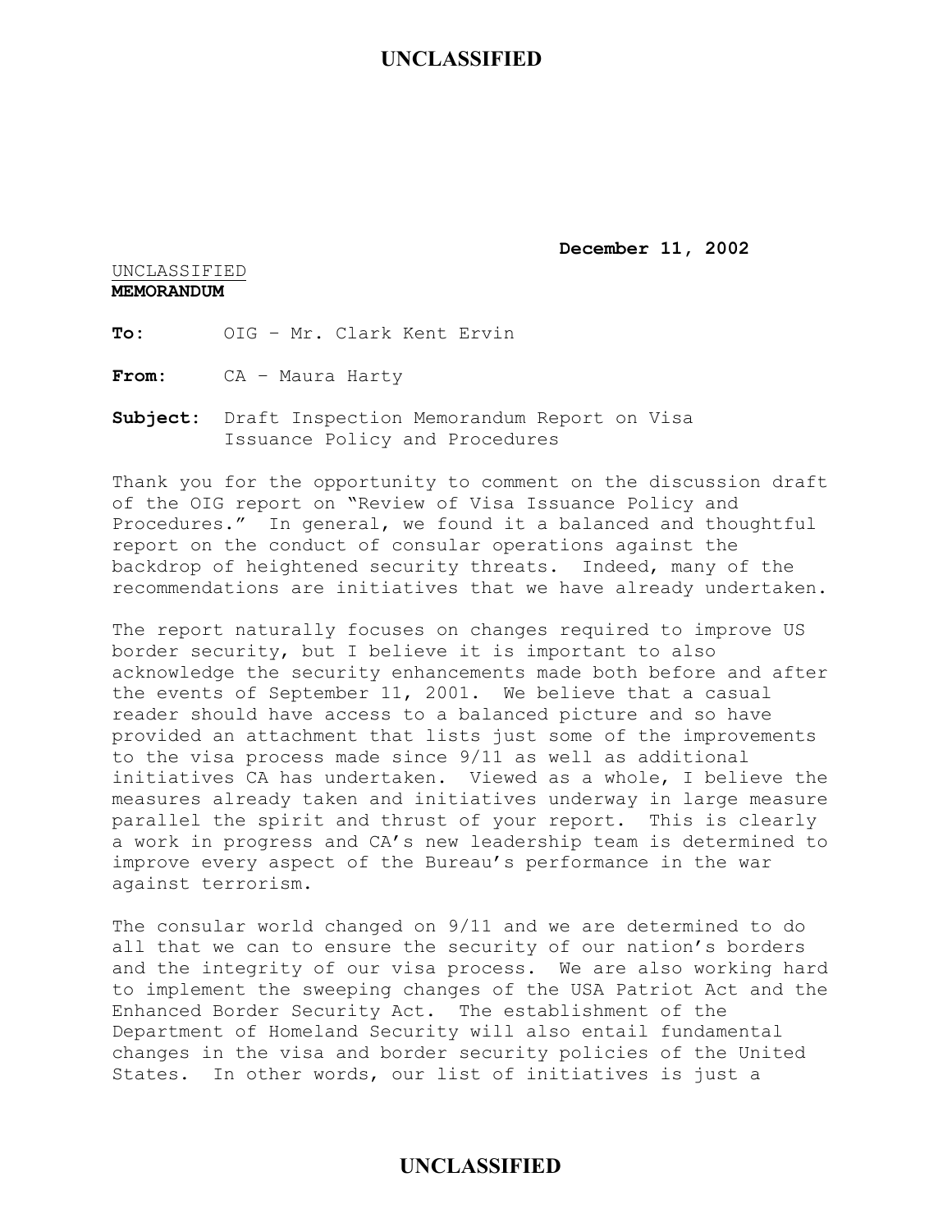**December 11, 2002**

UNCLASSIFIED
**MEMORANDUM**

**To:** OIG – Mr. Clark Kent Ervin

**From:** CA – Maura Harty

**Subject:** Draft Inspection Memorandum Report on Visa Issuance Policy and Procedures

Thank you for the opportunity to comment on the discussion draft of the OIG report on "Review of Visa Issuance Policy and Procedures." In general, we found it a balanced and thoughtful report on the conduct of consular operations against the backdrop of heightened security threats. Indeed, many of the recommendations are initiatives that we have already undertaken.

The report naturally focuses on changes required to improve US border security, but I believe it is important to also acknowledge the security enhancements made both before and after the events of September 11, 2001. We believe that a casual reader should have access to a balanced picture and so have provided an attachment that lists just some of the improvements to the visa process made since 9/11 as well as additional initiatives CA has undertaken. Viewed as a whole, I believe the measures already taken and initiatives underway in large measure parallel the spirit and thrust of your report. This is clearly a work in progress and CA's new leadership team is determined to improve every aspect of the Bureau's performance in the war against terrorism.

The consular world changed on 9/11 and we are determined to do all that we can to ensure the security of our nation's borders and the integrity of our visa process. We are also working hard to implement the sweeping changes of the USA Patriot Act and the Enhanced Border Security Act. The establishment of the Department of Homeland Security will also entail fundamental changes in the visa and border security policies of the United States. In other words, our list of initiatives is just a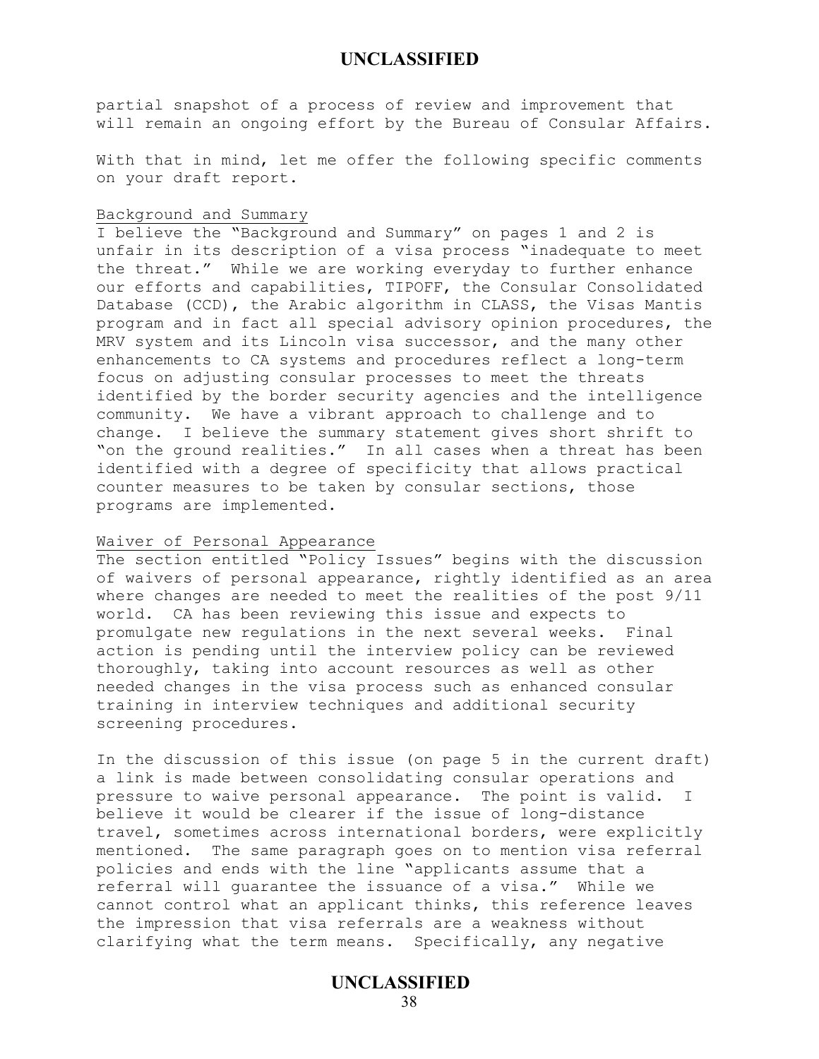partial snapshot of a process of review and improvement that will remain an ongoing effort by the Bureau of Consular Affairs.

With that in mind, let me offer the following specific comments on your draft report.

Background and Summary

I believe the "Background and Summary" on pages 1 and 2 is unfair in its description of a visa process "inadequate to meet the threat." While we are working everyday to further enhance our efforts and capabilities, TIPOFF, the Consular Consolidated Database (CCD), the Arabic algorithm in CLASS, the Visas Mantis program and in fact all special advisory opinion procedures, the MRV system and its Lincoln visa successor, and the many other enhancements to CA systems and procedures reflect a long-term focus on adjusting consular processes to meet the threats identified by the border security agencies and the intelligence community. We have a vibrant approach to challenge and to change. I believe the summary statement gives short shrift to "on the ground realities." In all cases when a threat has been identified with a degree of specificity that allows practical counter measures to be taken by consular sections, those programs are implemented.

Waiver of Personal Appearance

The section entitled "Policy Issues" begins with the discussion of waivers of personal appearance, rightly identified as an area where changes are needed to meet the realities of the post 9/11 world. CA has been reviewing this issue and expects to promulgate new regulations in the next several weeks. Final action is pending until the interview policy can be reviewed thoroughly, taking into account resources as well as other needed changes in the visa process such as enhanced consular training in interview techniques and additional security screening procedures.

In the discussion of this issue (on page 5 in the current draft) a link is made between consolidating consular operations and pressure to waive personal appearance. The point is valid. I believe it would be clearer if the issue of long-distance travel, sometimes across international borders, were explicitly mentioned. The same paragraph goes on to mention visa referral policies and ends with the line "applicants assume that a referral will guarantee the issuance of a visa." While we cannot control what an applicant thinks, this reference leaves the impression that visa referrals are a weakness without clarifying what the term means. Specifically, any negative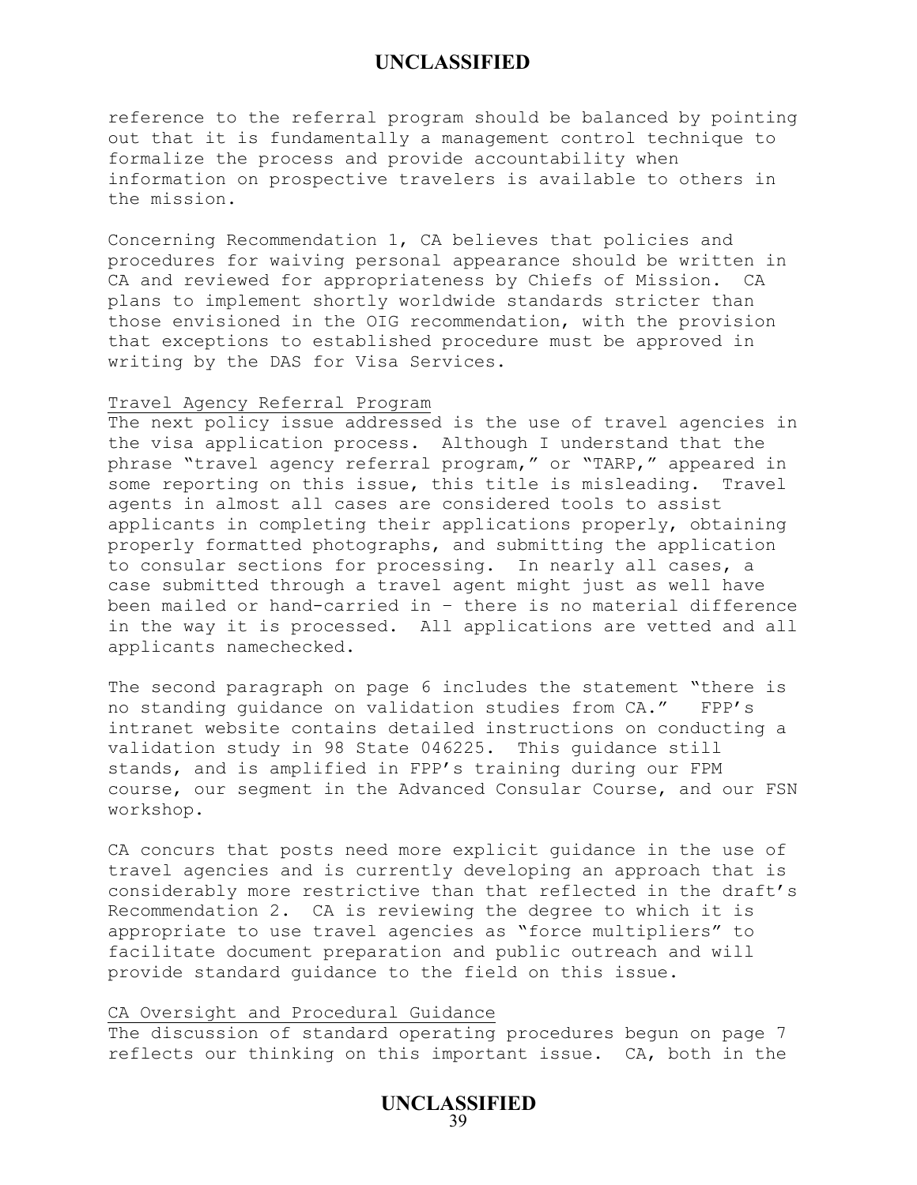reference to the referral program should be balanced by pointing out that it is fundamentally a management control technique to formalize the process and provide accountability when information on prospective travelers is available to others in the mission.

Concerning Recommendation 1, CA believes that policies and procedures for waiving personal appearance should be written in CA and reviewed for appropriateness by Chiefs of Mission. CA plans to implement shortly worldwide standards stricter than those envisioned in the OIG recommendation, with the provision that exceptions to established procedure must be approved in writing by the DAS for Visa Services.

Travel Agency Referral Program

The next policy issue addressed is the use of travel agencies in the visa application process. Although I understand that the phrase "travel agency referral program," or "TARP," appeared in some reporting on this issue, this title is misleading. Travel agents in almost all cases are considered tools to assist applicants in completing their applications properly, obtaining properly formatted photographs, and submitting the application to consular sections for processing. In nearly all cases, a case submitted through a travel agent might just as well have been mailed or hand-carried in – there is no material difference in the way it is processed. All applications are vetted and all applicants namechecked.

The second paragraph on page 6 includes the statement "there is no standing guidance on validation studies from CA." FPP's intranet website contains detailed instructions on conducting a validation study in 98 State 046225. This guidance still stands, and is amplified in FPP's training during our FPM course, our segment in the Advanced Consular Course, and our FSN workshop.

CA concurs that posts need more explicit guidance in the use of travel agencies and is currently developing an approach that is considerably more restrictive than that reflected in the draft's Recommendation 2. CA is reviewing the degree to which it is appropriate to use travel agencies as "force multipliers" to facilitate document preparation and public outreach and will provide standard guidance to the field on this issue.

CA Oversight and Procedural Guidance

The discussion of standard operating procedures begun on page 7 reflects our thinking on this important issue. CA, both in the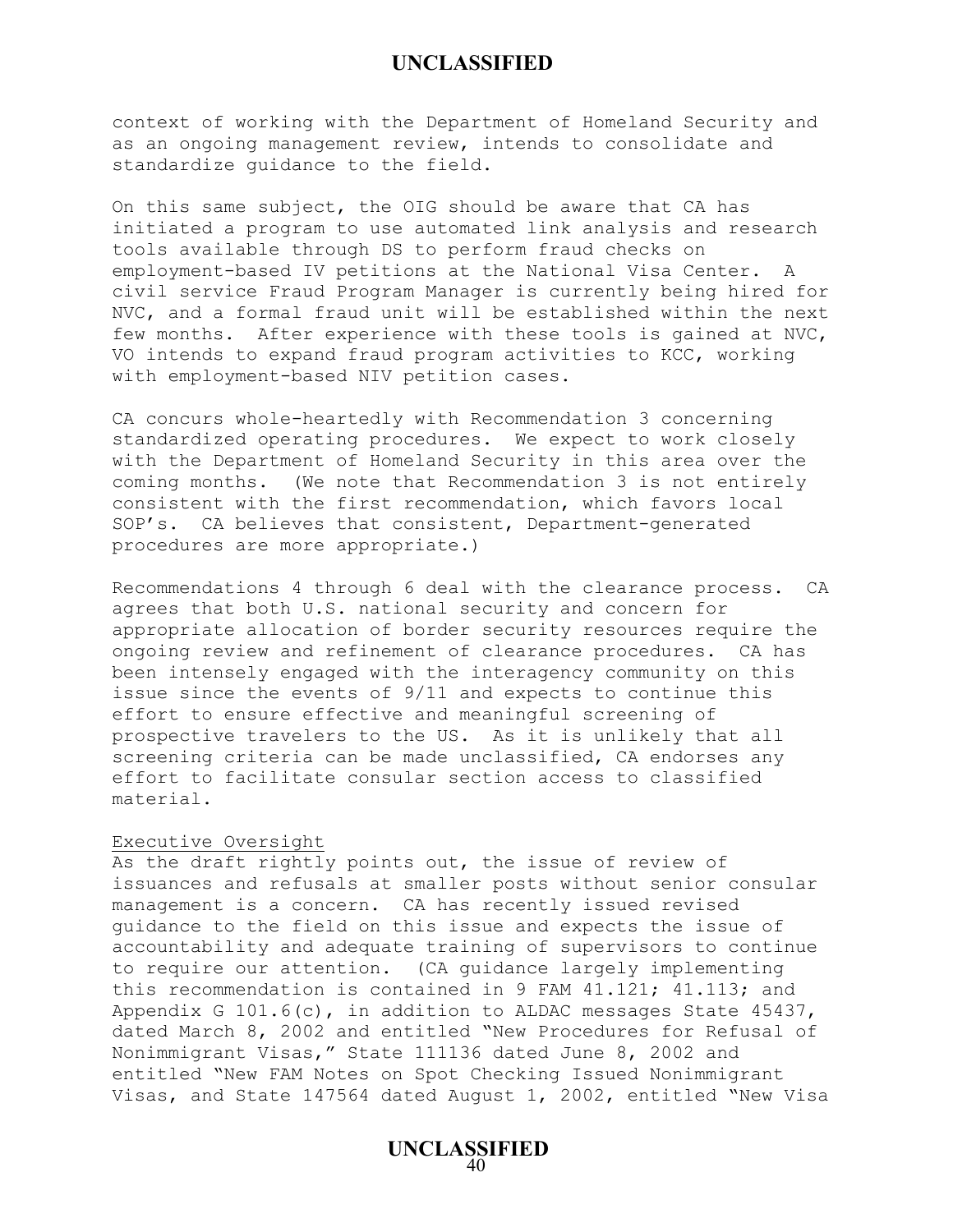context of working with the Department of Homeland Security and as an ongoing management review, intends to consolidate and standardize guidance to the field.

On this same subject, the OIG should be aware that CA has initiated a program to use automated link analysis and research tools available through DS to perform fraud checks on employment-based IV petitions at the National Visa Center. A civil service Fraud Program Manager is currently being hired for NVC, and a formal fraud unit will be established within the next few months. After experience with these tools is gained at NVC, VO intends to expand fraud program activities to KCC, working with employment-based NIV petition cases.

CA concurs whole-heartedly with Recommendation 3 concerning standardized operating procedures. We expect to work closely with the Department of Homeland Security in this area over the coming months. (We note that Recommendation 3 is not entirely consistent with the first recommendation, which favors local SOP's. CA believes that consistent, Department-generated procedures are more appropriate.)

Recommendations 4 through 6 deal with the clearance process. CA agrees that both U.S. national security and concern for appropriate allocation of border security resources require the ongoing review and refinement of clearance procedures. CA has been intensely engaged with the interagency community on this issue since the events of 9/11 and expects to continue this effort to ensure effective and meaningful screening of prospective travelers to the US. As it is unlikely that all screening criteria can be made unclassified, CA endorses any effort to facilitate consular section access to classified material.

Executive Oversight

As the draft rightly points out, the issue of review of issuances and refusals at smaller posts without senior consular management is a concern. CA has recently issued revised guidance to the field on this issue and expects the issue of accountability and adequate training of supervisors to continue to require our attention. (CA guidance largely implementing this recommendation is contained in 9 FAM 41.121; 41.113; and Appendix G 101.6(c), in addition to ALDAC messages State 45437, dated March 8, 2002 and entitled "New Procedures for Refusal of Nonimmigrant Visas," State 111136 dated June 8, 2002 and entitled "New FAM Notes on Spot Checking Issued Nonimmigrant Visas, and State 147564 dated August 1, 2002, entitled "New Visa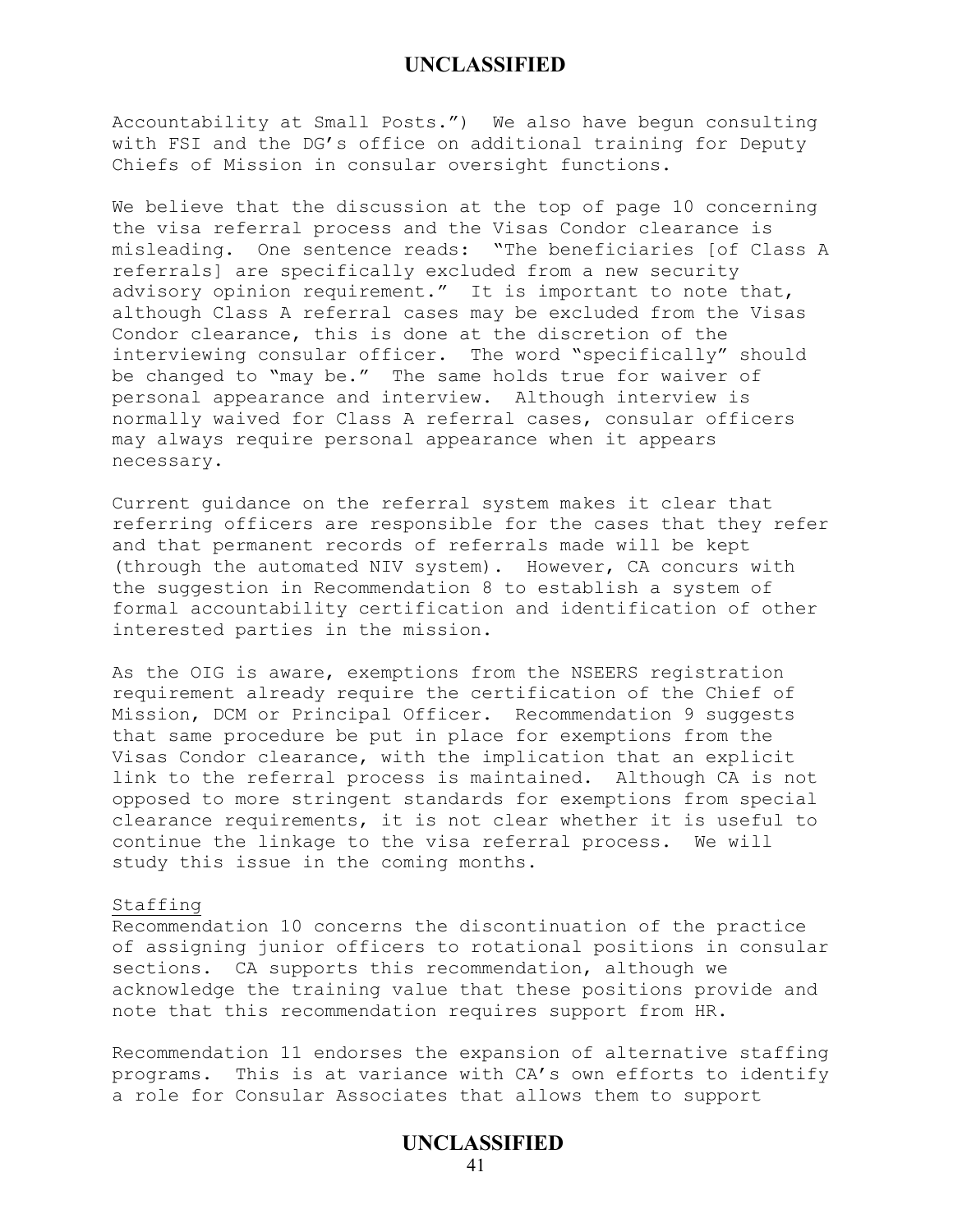Accountability at Small Posts.")  We also have begun consulting with FSI and the DG's office on additional training for Deputy Chiefs of Mission in consular oversight functions.

We believe that the discussion at the top of page 10 concerning the visa referral process and the Visas Condor clearance is misleading.  One sentence reads:  "The beneficiaries [of Class A referrals] are specifically excluded from a new security advisory opinion requirement."  It is important to note that, although Class A referral cases may be excluded from the Visas Condor clearance, this is done at the discretion of the interviewing consular officer.  The word "specifically" should be changed to "may be."  The same holds true for waiver of personal appearance and interview.  Although interview is normally waived for Class A referral cases, consular officers may always require personal appearance when it appears necessary.

Current guidance on the referral system makes it clear that referring officers are responsible for the cases that they refer and that permanent records of referrals made will be kept (through the automated NIV system).  However, CA concurs with the suggestion in Recommendation 8 to establish a system of formal accountability certification and identification of other interested parties in the mission.

As the OIG is aware, exemptions from the NSEERS registration requirement already require the certification of the Chief of Mission, DCM or Principal Officer.  Recommendation 9 suggests that same procedure be put in place for exemptions from the Visas Condor clearance, with the implication that an explicit link to the referral process is maintained.  Although CA is not opposed to more stringent standards for exemptions from special clearance requirements, it is not clear whether it is useful to continue the linkage to the visa referral process.  We will study this issue in the coming months.

<u>Staffing</u>

Recommendation 10 concerns the discontinuation of the practice of assigning junior officers to rotational positions in consular sections.  CA supports this recommendation, although we acknowledge the training value that these positions provide and note that this recommendation requires support from HR.

Recommendation 11 endorses the expansion of alternative staffing programs.  This is at variance with CA's own efforts to identify a role for Consular Associates that allows them to support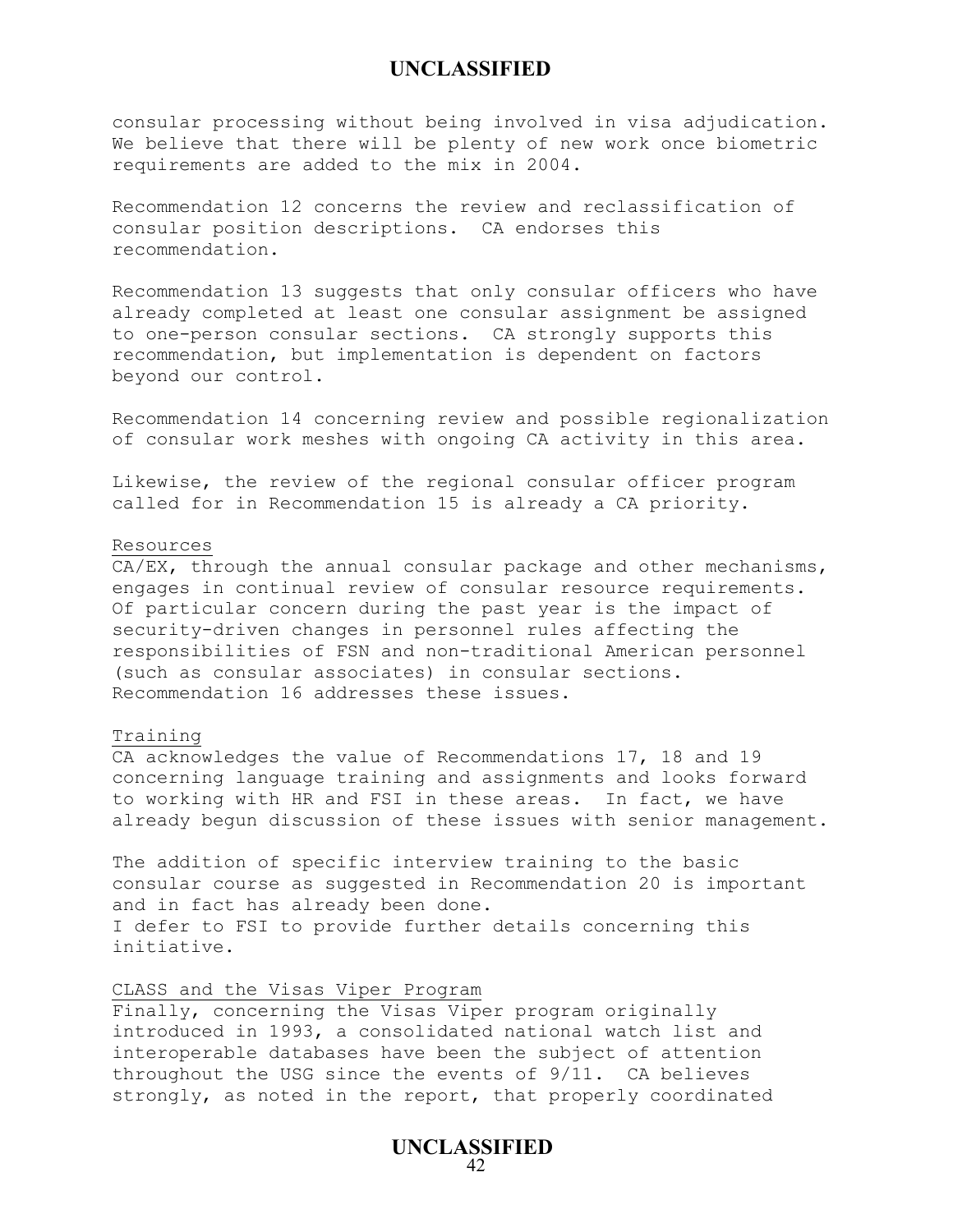consular processing without being involved in visa adjudication. We believe that there will be plenty of new work once biometric requirements are added to the mix in 2004.

Recommendation 12 concerns the review and reclassification of consular position descriptions. CA endorses this recommendation.

Recommendation 13 suggests that only consular officers who have already completed at least one consular assignment be assigned to one-person consular sections. CA strongly supports this recommendation, but implementation is dependent on factors beyond our control.

Recommendation 14 concerning review and possible regionalization of consular work meshes with ongoing CA activity in this area.

Likewise, the review of the regional consular officer program called for in Recommendation 15 is already a CA priority.

Resources

CA/EX, through the annual consular package and other mechanisms, engages in continual review of consular resource requirements. Of particular concern during the past year is the impact of security-driven changes in personnel rules affecting the responsibilities of FSN and non-traditional American personnel (such as consular associates) in consular sections. Recommendation 16 addresses these issues.

Training

CA acknowledges the value of Recommendations 17, 18 and 19 concerning language training and assignments and looks forward to working with HR and FSI in these areas. In fact, we have already begun discussion of these issues with senior management.

The addition of specific interview training to the basic consular course as suggested in Recommendation 20 is important and in fact has already been done.
I defer to FSI to provide further details concerning this initiative.

CLASS and the Visas Viper Program

Finally, concerning the Visas Viper program originally introduced in 1993, a consolidated national watch list and interoperable databases have been the subject of attention throughout the USG since the events of 9/11. CA believes strongly, as noted in the report, that properly coordinated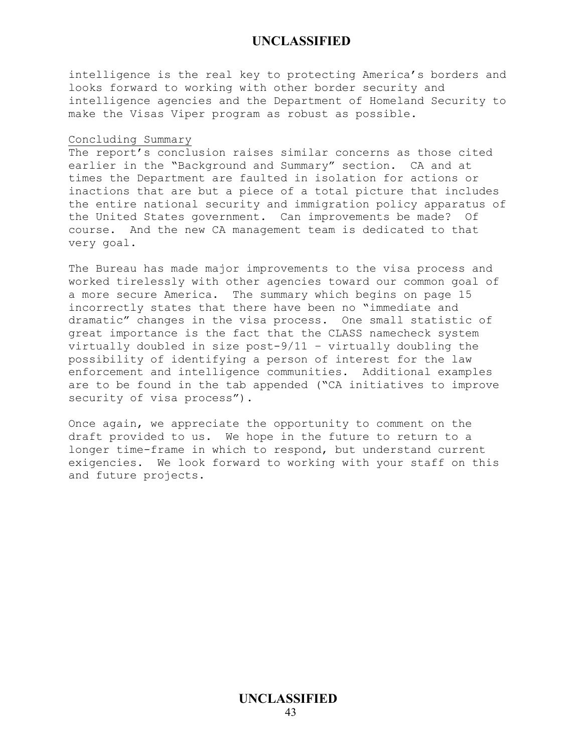intelligence is the real key to protecting America's borders and looks forward to working with other border security and intelligence agencies and the Department of Homeland Security to make the Visas Viper program as robust as possible.

<u>Concluding Summary</u>

The report's conclusion raises similar concerns as those cited earlier in the "Background and Summary" section. CA and at times the Department are faulted in isolation for actions or inactions that are but a piece of a total picture that includes the entire national security and immigration policy apparatus of the United States government. Can improvements be made? Of course. And the new CA management team is dedicated to that very goal.

The Bureau has made major improvements to the visa process and worked tirelessly with other agencies toward our common goal of a more secure America. The summary which begins on page 15 incorrectly states that there have been no "immediate and dramatic" changes in the visa process. One small statistic of great importance is the fact that the CLASS namecheck system virtually doubled in size post-9/11 – virtually doubling the possibility of identifying a person of interest for the law enforcement and intelligence communities. Additional examples are to be found in the tab appended ("CA initiatives to improve security of visa process").

Once again, we appreciate the opportunity to comment on the draft provided to us. We hope in the future to return to a longer time-frame in which to respond, but understand current exigencies. We look forward to working with your staff on this and future projects.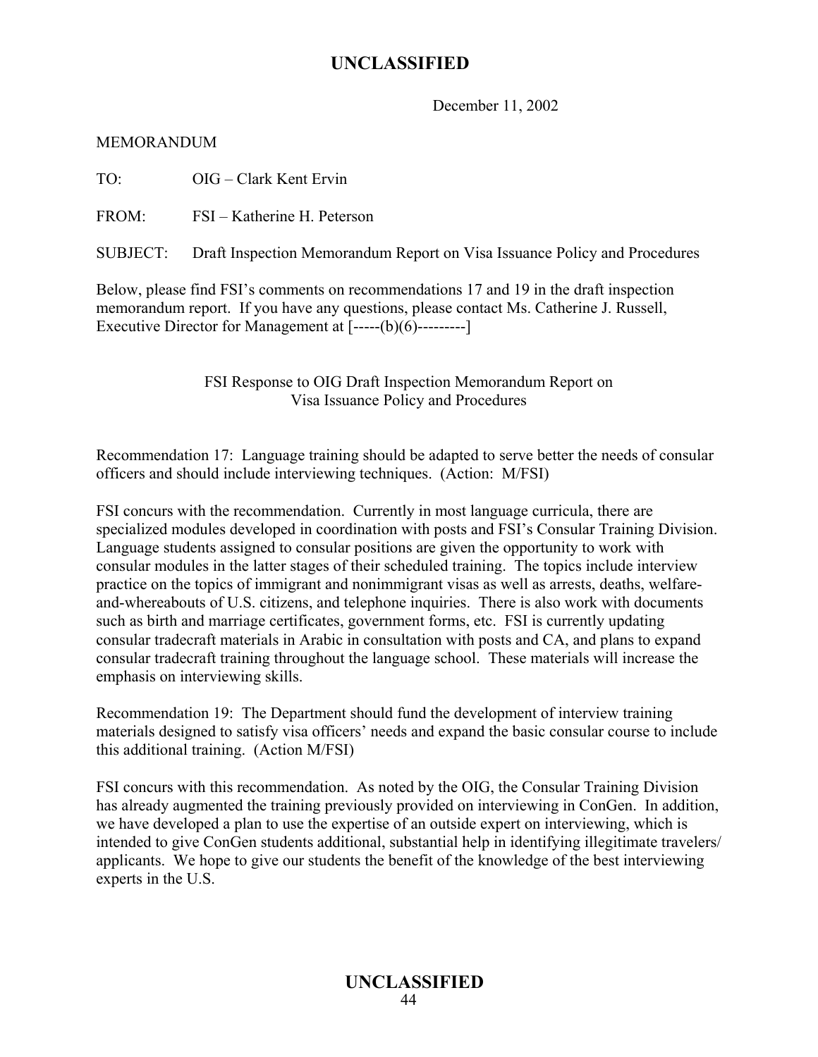December 11, 2002

MEMORANDUM

TO: OIG – Clark Kent Ervin

FROM: FSI – Katherine H. Peterson

SUBJECT: Draft Inspection Memorandum Report on Visa Issuance Policy and Procedures

Below, please find FSI's comments on recommendations 17 and 19 in the draft inspection memorandum report. If you have any questions, please contact Ms. Catherine J. Russell, Executive Director for Management at [-----(b)(6)---------]

FSI Response to OIG Draft Inspection Memorandum Report on Visa Issuance Policy and Procedures

Recommendation 17: Language training should be adapted to serve better the needs of consular officers and should include interviewing techniques. (Action: M/FSI)

FSI concurs with the recommendation. Currently in most language curricula, there are specialized modules developed in coordination with posts and FSI's Consular Training Division. Language students assigned to consular positions are given the opportunity to work with consular modules in the latter stages of their scheduled training. The topics include interview practice on the topics of immigrant and nonimmigrant visas as well as arrests, deaths, welfare-and-whereabouts of U.S. citizens, and telephone inquiries. There is also work with documents such as birth and marriage certificates, government forms, etc. FSI is currently updating consular tradecraft materials in Arabic in consultation with posts and CA, and plans to expand consular tradecraft training throughout the language school. These materials will increase the emphasis on interviewing skills.

Recommendation 19: The Department should fund the development of interview training materials designed to satisfy visa officers' needs and expand the basic consular course to include this additional training. (Action M/FSI)

FSI concurs with this recommendation. As noted by the OIG, the Consular Training Division has already augmented the training previously provided on interviewing in ConGen. In addition, we have developed a plan to use the expertise of an outside expert on interviewing, which is intended to give ConGen students additional, substantial help in identifying illegitimate travelers/applicants. We hope to give our students the benefit of the knowledge of the best interviewing experts in the U.S.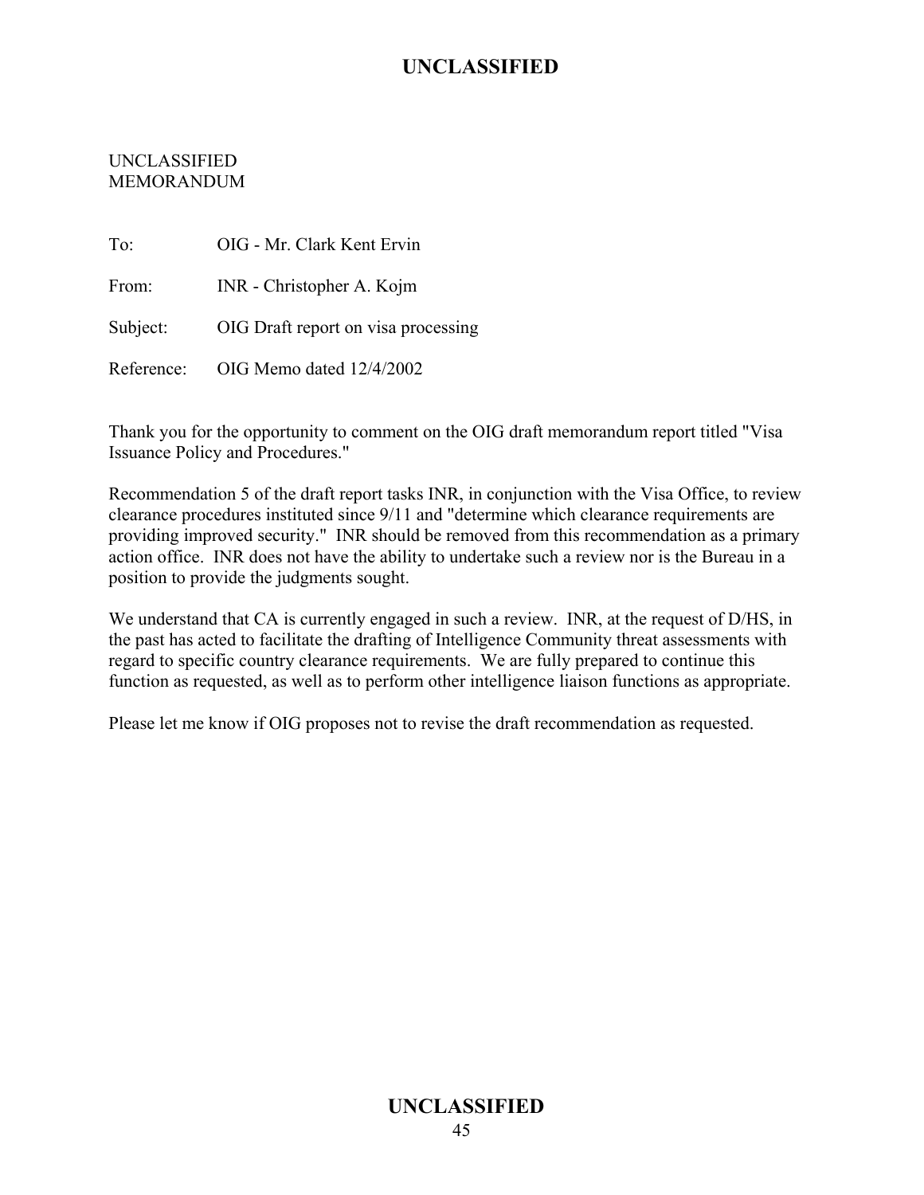UNCLASSIFIED
MEMORANDUM

To: OIG - Mr. Clark Kent Ervin

From: INR - Christopher A. Kojm

Subject: OIG Draft report on visa processing

Reference: OIG Memo dated 12/4/2002

Thank you for the opportunity to comment on the OIG draft memorandum report titled "Visa Issuance Policy and Procedures."

Recommendation 5 of the draft report tasks INR, in conjunction with the Visa Office, to review clearance procedures instituted since 9/11 and "determine which clearance requirements are providing improved security." INR should be removed from this recommendation as a primary action office. INR does not have the ability to undertake such a review nor is the Bureau in a position to provide the judgments sought.

We understand that CA is currently engaged in such a review. INR, at the request of D/HS, in the past has acted to facilitate the drafting of Intelligence Community threat assessments with regard to specific country clearance requirements. We are fully prepared to continue this function as requested, as well as to perform other intelligence liaison functions as appropriate.

Please let me know if OIG proposes not to revise the draft recommendation as requested.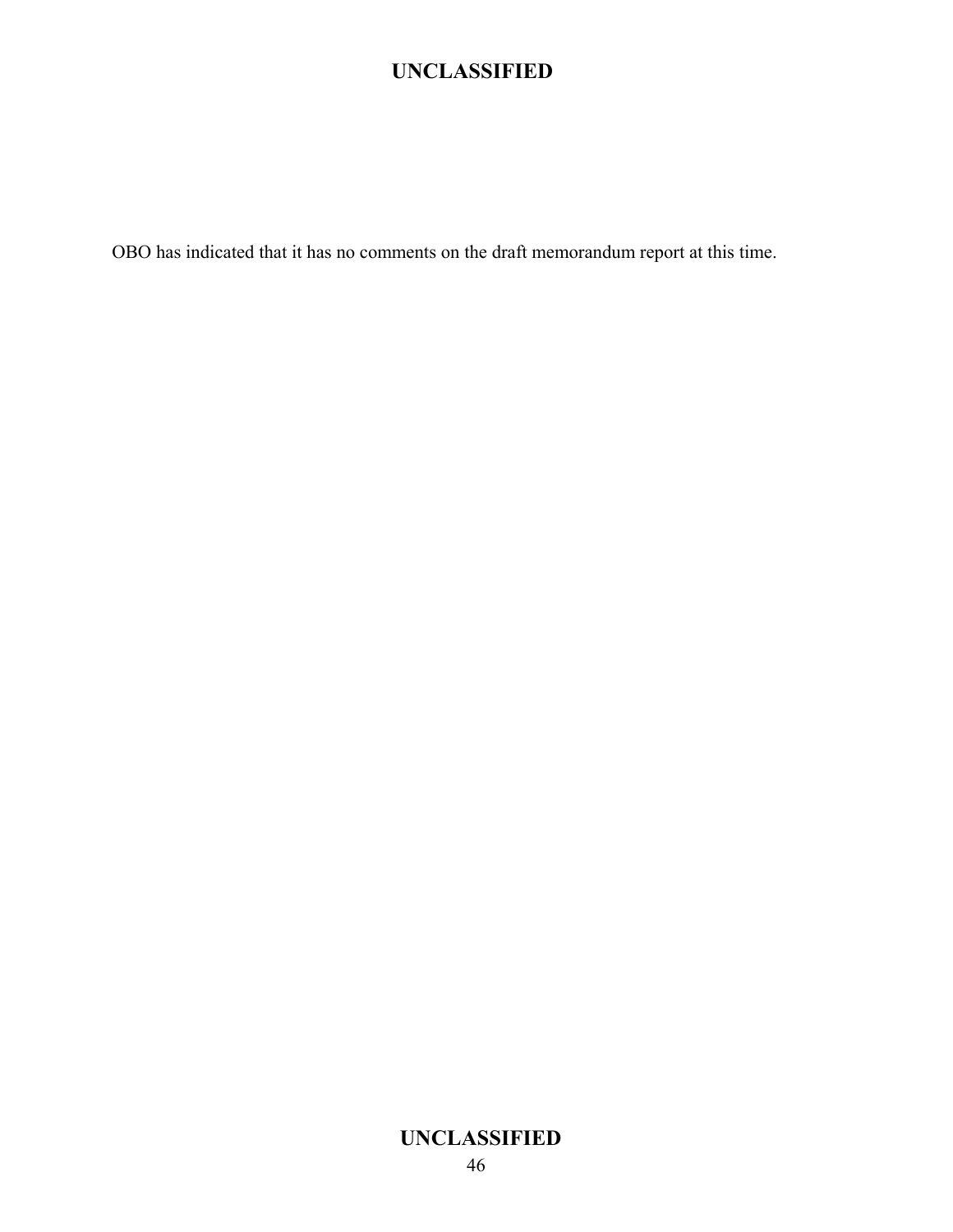OBO has indicated that it has no comments on the draft memorandum report at this time.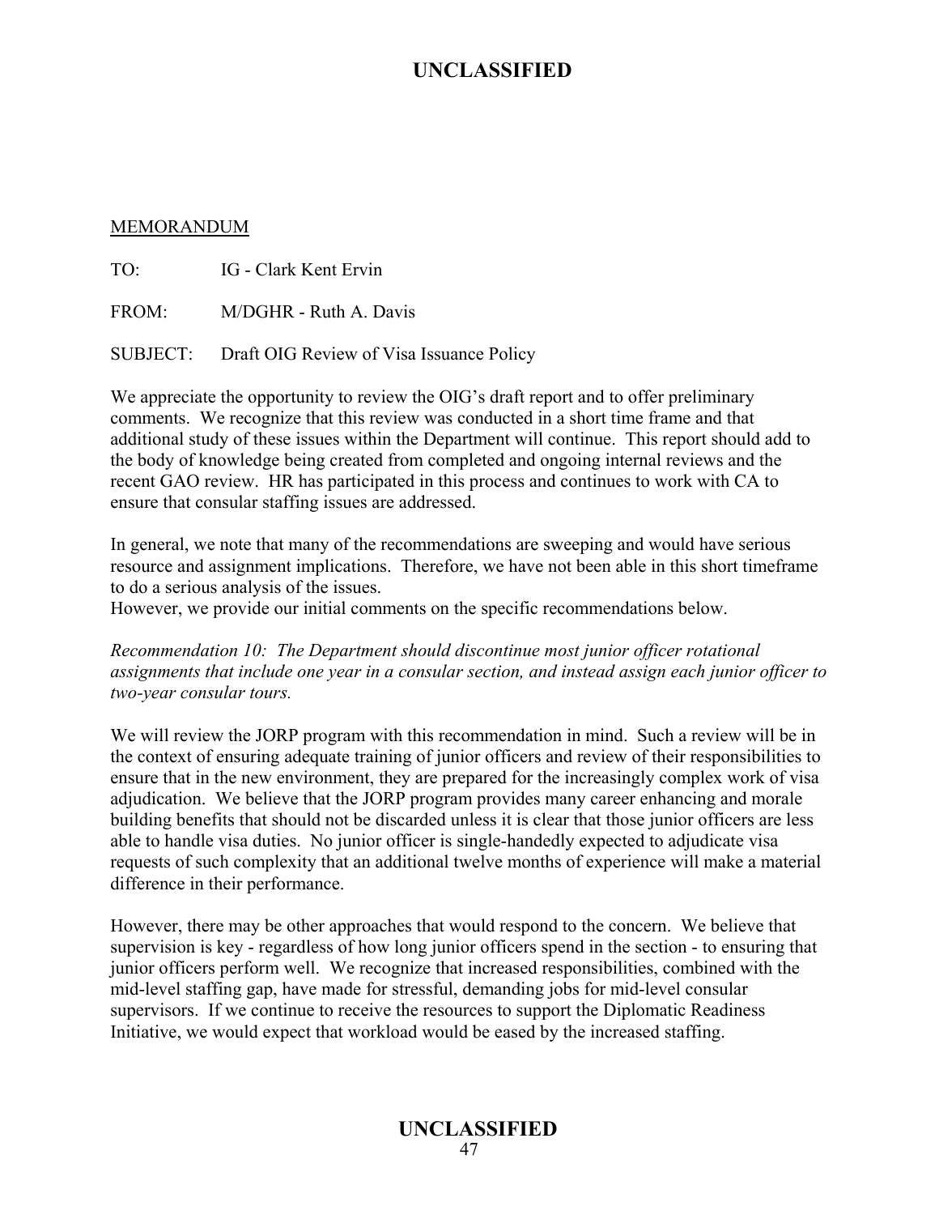MEMORANDUM

TO: IG - Clark Kent Ervin

FROM: M/DGHR - Ruth A. Davis

SUBJECT: Draft OIG Review of Visa Issuance Policy

We appreciate the opportunity to review the OIG's draft report and to offer preliminary comments. We recognize that this review was conducted in a short time frame and that additional study of these issues within the Department will continue. This report should add to the body of knowledge being created from completed and ongoing internal reviews and the recent GAO review. HR has participated in this process and continues to work with CA to ensure that consular staffing issues are addressed.

In general, we note that many of the recommendations are sweeping and would have serious resource and assignment implications. Therefore, we have not been able in this short timeframe to do a serious analysis of the issues.
However, we provide our initial comments on the specific recommendations below.

*Recommendation 10: The Department should discontinue most junior officer rotational assignments that include one year in a consular section, and instead assign each junior officer to two-year consular tours.*

We will review the JORP program with this recommendation in mind. Such a review will be in the context of ensuring adequate training of junior officers and review of their responsibilities to ensure that in the new environment, they are prepared for the increasingly complex work of visa adjudication. We believe that the JORP program provides many career enhancing and morale building benefits that should not be discarded unless it is clear that those junior officers are less able to handle visa duties. No junior officer is single-handedly expected to adjudicate visa requests of such complexity that an additional twelve months of experience will make a material difference in their performance.

However, there may be other approaches that would respond to the concern. We believe that supervision is key - regardless of how long junior officers spend in the section - to ensuring that junior officers perform well. We recognize that increased responsibilities, combined with the mid-level staffing gap, have made for stressful, demanding jobs for mid-level consular supervisors. If we continue to receive the resources to support the Diplomatic Readiness Initiative, we would expect that workload would be eased by the increased staffing.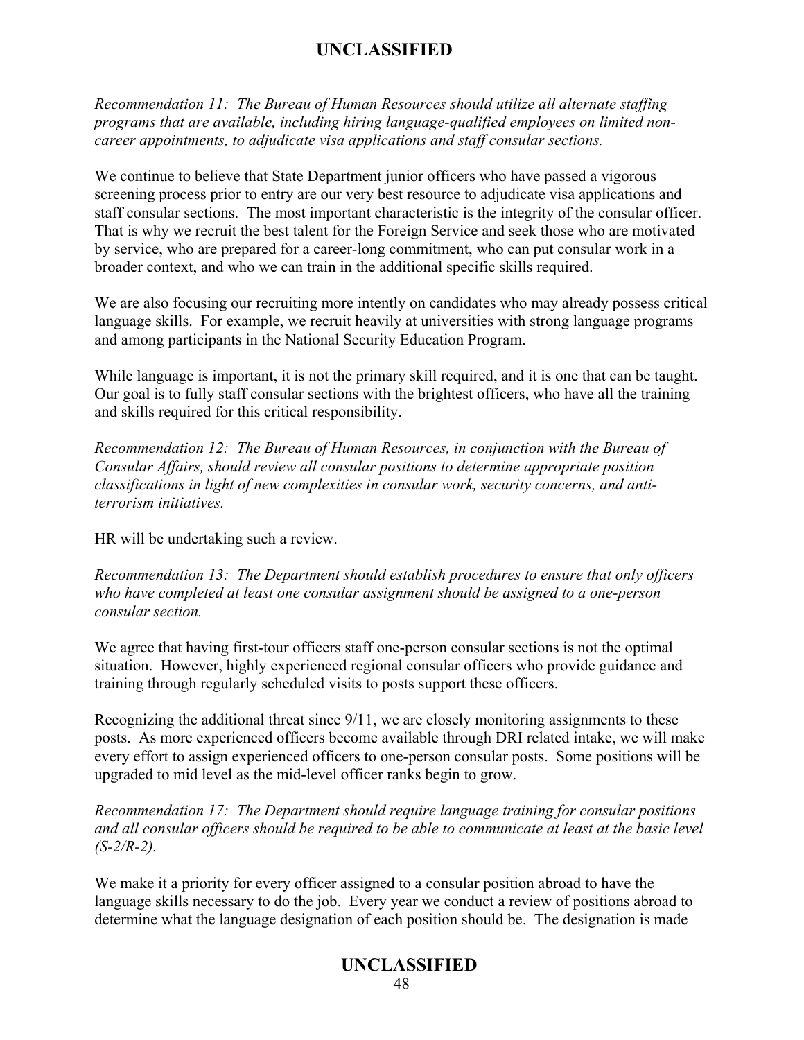*Recommendation 11: The Bureau of Human Resources should utilize all alternate staffing programs that are available, including hiring language-qualified employees on limited non-career appointments, to adjudicate visa applications and staff consular sections.*

We continue to believe that State Department junior officers who have passed a vigorous screening process prior to entry are our very best resource to adjudicate visa applications and staff consular sections. The most important characteristic is the integrity of the consular officer. That is why we recruit the best talent for the Foreign Service and seek those who are motivated by service, who are prepared for a career-long commitment, who can put consular work in a broader context, and who we can train in the additional specific skills required.

We are also focusing our recruiting more intently on candidates who may already possess critical language skills. For example, we recruit heavily at universities with strong language programs and among participants in the National Security Education Program.

While language is important, it is not the primary skill required, and it is one that can be taught. Our goal is to fully staff consular sections with the brightest officers, who have all the training and skills required for this critical responsibility.

*Recommendation 12: The Bureau of Human Resources, in conjunction with the Bureau of Consular Affairs, should review all consular positions to determine appropriate position classifications in light of new complexities in consular work, security concerns, and anti-terrorism initiatives.*

HR will be undertaking such a review.

*Recommendation 13: The Department should establish procedures to ensure that only officers who have completed at least one consular assignment should be assigned to a one-person consular section.*

We agree that having first-tour officers staff one-person consular sections is not the optimal situation. However, highly experienced regional consular officers who provide guidance and training through regularly scheduled visits to posts support these officers.

Recognizing the additional threat since 9/11, we are closely monitoring assignments to these posts. As more experienced officers become available through DRI related intake, we will make every effort to assign experienced officers to one-person consular posts. Some positions will be upgraded to mid level as the mid-level officer ranks begin to grow.

*Recommendation 17: The Department should require language training for consular positions and all consular officers should be required to be able to communicate at least at the basic level (S-2/R-2).*

We make it a priority for every officer assigned to a consular position abroad to have the language skills necessary to do the job. Every year we conduct a review of positions abroad to determine what the language designation of each position should be. The designation is made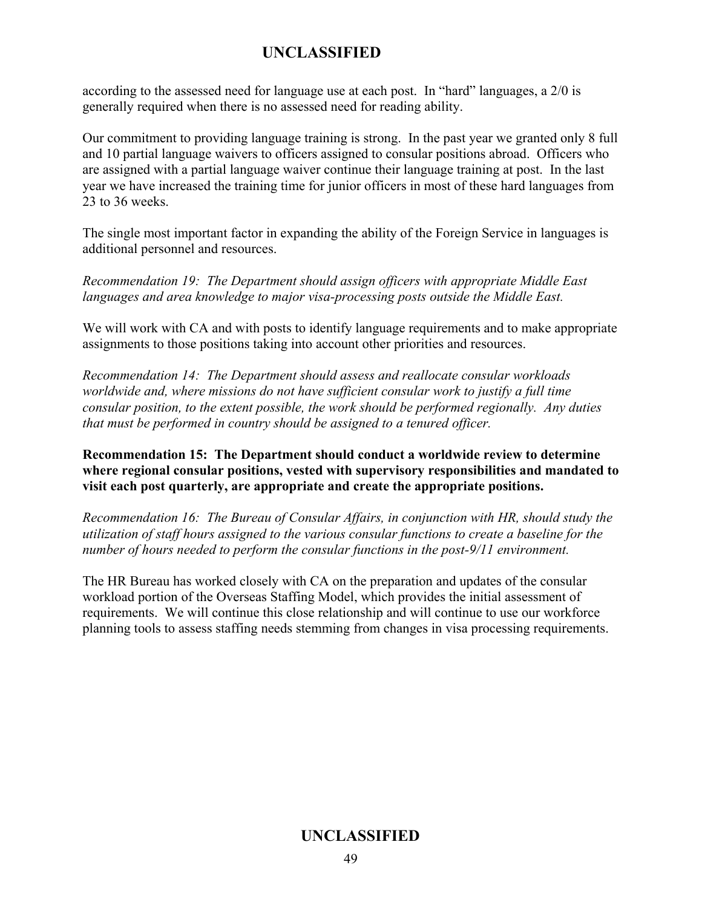according to the assessed need for language use at each post. In "hard" languages, a 2/0 is generally required when there is no assessed need for reading ability.

Our commitment to providing language training is strong. In the past year we granted only 8 full and 10 partial language waivers to officers assigned to consular positions abroad. Officers who are assigned with a partial language waiver continue their language training at post. In the last year we have increased the training time for junior officers in most of these hard languages from 23 to 36 weeks.

The single most important factor in expanding the ability of the Foreign Service in languages is additional personnel and resources.

*Recommendation 19: The Department should assign officers with appropriate Middle East languages and area knowledge to major visa-processing posts outside the Middle East.*

We will work with CA and with posts to identify language requirements and to make appropriate assignments to those positions taking into account other priorities and resources.

*Recommendation 14: The Department should assess and reallocate consular workloads worldwide and, where missions do not have sufficient consular work to justify a full time consular position, to the extent possible, the work should be performed regionally. Any duties that must be performed in country should be assigned to a tenured officer.*

**Recommendation 15: The Department should conduct a worldwide review to determine where regional consular positions, vested with supervisory responsibilities and mandated to visit each post quarterly, are appropriate and create the appropriate positions.**

*Recommendation 16: The Bureau of Consular Affairs, in conjunction with HR, should study the utilization of staff hours assigned to the various consular functions to create a baseline for the number of hours needed to perform the consular functions in the post-9/11 environment.*

The HR Bureau has worked closely with CA on the preparation and updates of the consular workload portion of the Overseas Staffing Model, which provides the initial assessment of requirements. We will continue this close relationship and will continue to use our workforce planning tools to assess staffing needs stemming from changes in visa processing requirements.